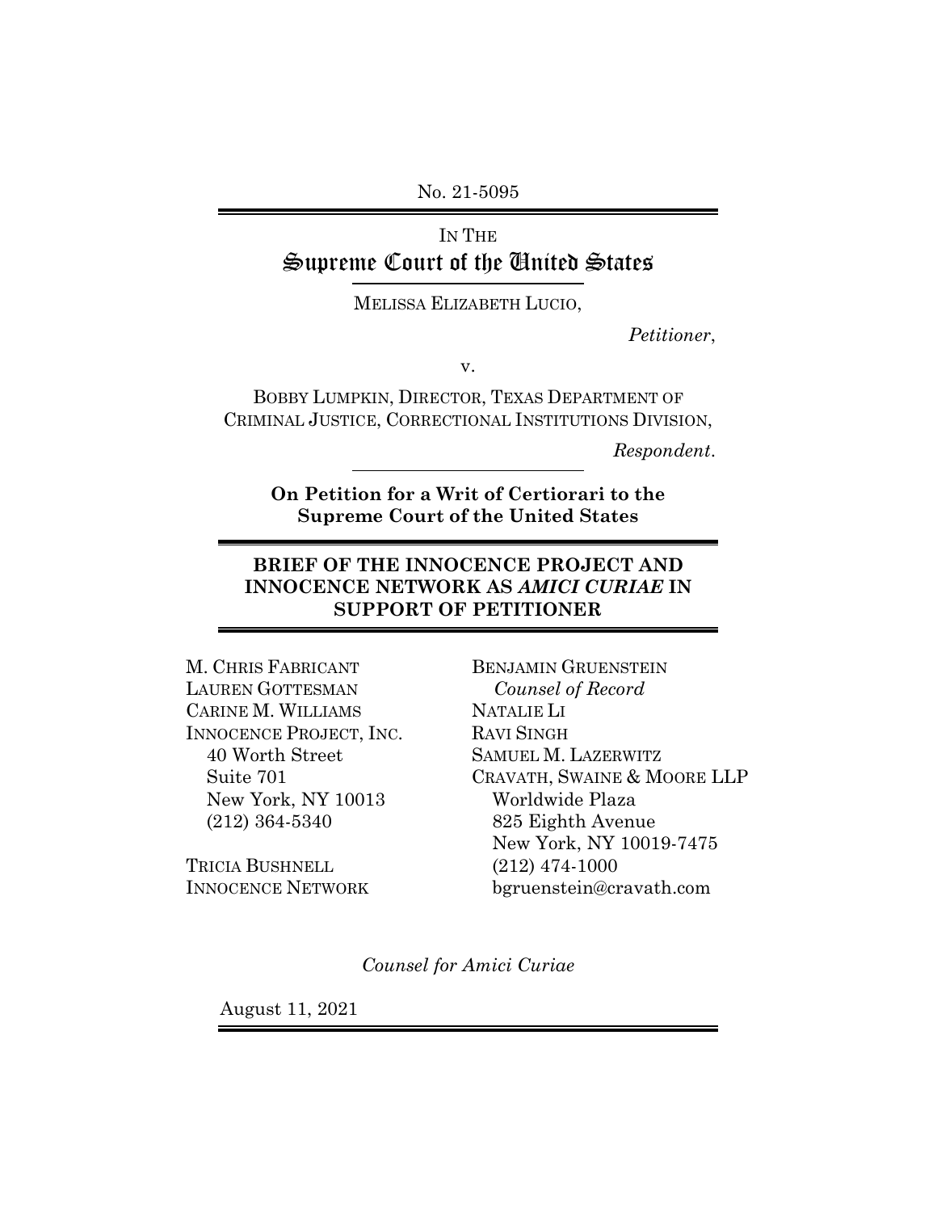No. 21-5095

IN THE

# Supreme Court of the United States

MELISSA ELIZABETH LUCIO,

*Petitioner*,

v.

BOBBY LUMPKIN, DIRECTOR, TEXAS DEPARTMENT OF CRIMINAL JUSTICE, CORRECTIONAL INSTITUTIONS DIVISION,

*Respondent*.

**On Petition for a Writ of Certiorari to the Supreme Court of the United States**

## BRIEF OF THE INNOCENCE PROJECT AND INNOCENCE NETWORK AS *AMICI CURIAE* IN SUPPORT OF PETITIONER

M. CHRIS FABRICANT
LAUREN GOTTESMAN
CARINE M. WILLIAMS
INNOCENCE PROJECT, INC.
40 Worth Street
Suite 701
New York, NY 10013
(212) 364-5340

TRICIA BUSHNELL
INNOCENCE NETWORK

BENJAMIN GRUENSTEIN
*Counsel of Record*
NATALIE LI
RAVI SINGH
SAMUEL M. LAZERWITZ
CRAVATH, SWAINE & MOORE LLP
Worldwide Plaza
825 Eighth Avenue
New York, NY 10019-7475
(212) 474-1000
bgruenstein@cravath.com

*Counsel for Amici Curiae*

August 11, 2021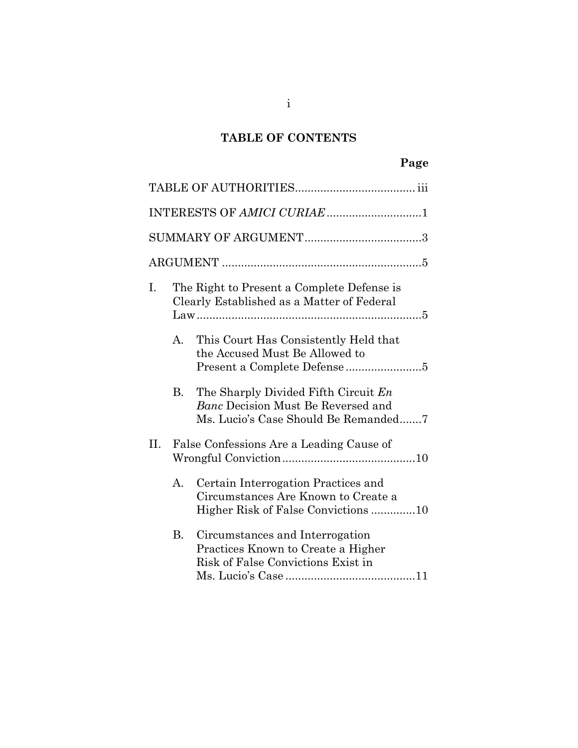## TABLE OF CONTENTS

| | Page |
|---|---|
| TABLE OF AUTHORITIES | iii |
| INTERESTS OF *AMICI CURIAE* | 1 |
| SUMMARY OF ARGUMENT | 3 |
| ARGUMENT | 5 |
| I. The Right to Present a Complete Defense is Clearly Established as a Matter of Federal Law | 5 |
| A. This Court Has Consistently Held that the Accused Must Be Allowed to Present a Complete Defense | 5 |
| B. The Sharply Divided Fifth Circuit *En Banc* Decision Must Be Reversed and Ms. Lucio's Case Should Be Remanded | 7 |
| II. False Confessions Are a Leading Cause of Wrongful Conviction | 10 |
| A. Certain Interrogation Practices and Circumstances Are Known to Create a Higher Risk of False Convictions | 10 |
| B. Circumstances and Interrogation Practices Known to Create a Higher Risk of False Convictions Exist in Ms. Lucio's Case | 11 |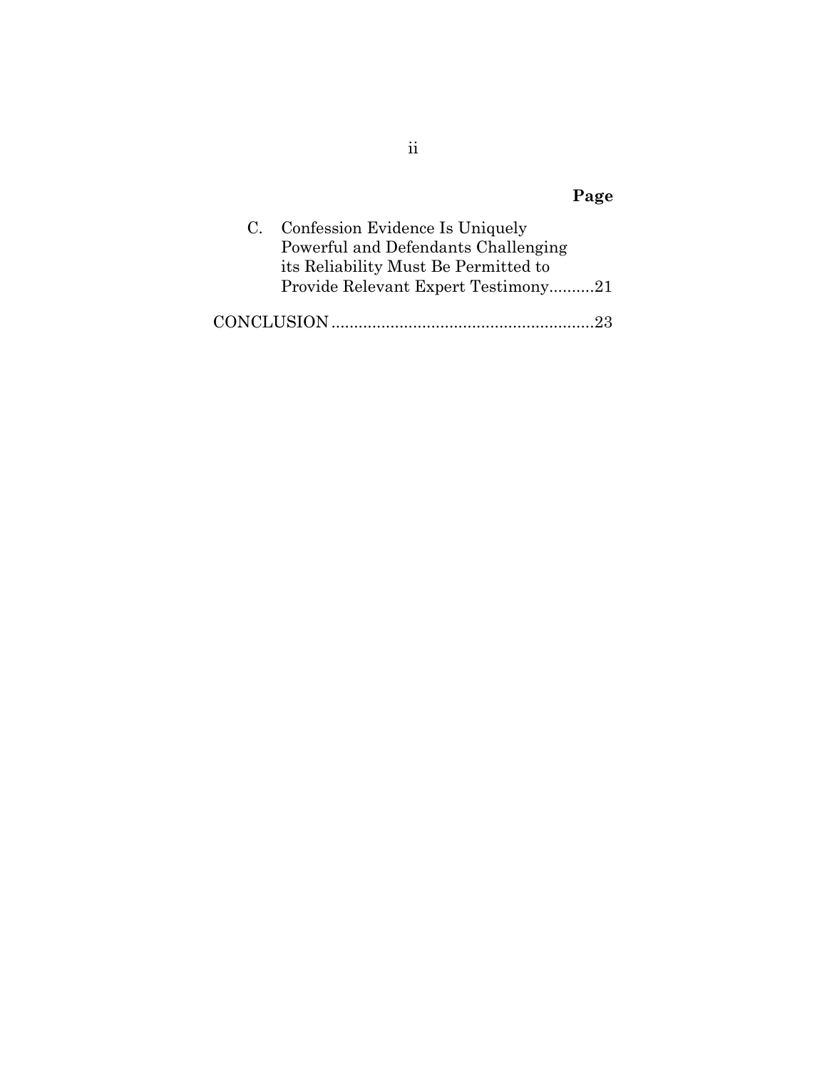**Page**

C. Confession Evidence Is Uniquely Powerful and Defendants Challenging its Reliability Must Be Permitted to Provide Relevant Expert Testimony..........21

CONCLUSION..........................................................23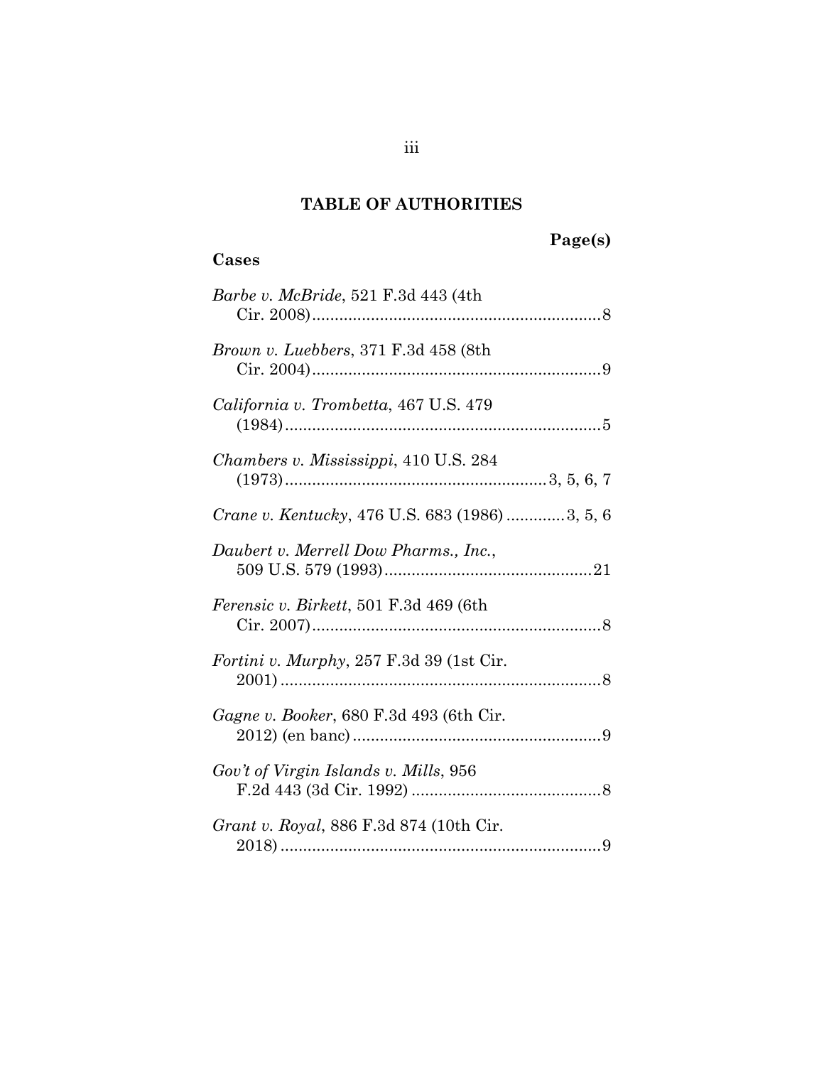## TABLE OF AUTHORITIES

**Page(s)**

**Cases**

*Barbe v. McBride*, 521 F.3d 443 (4th Cir. 2008) ........ 8

*Brown v. Luebbers*, 371 F.3d 458 (8th Cir. 2004) ........ 9

*California v. Trombetta*, 467 U.S. 479 (1984) ........ 5

*Chambers v. Mississippi*, 410 U.S. 284 (1973) ........ 3, 5, 6, 7

*Crane v. Kentucky*, 476 U.S. 683 (1986) ........ 3, 5, 6

*Daubert v. Merrell Dow Pharms., Inc.*, 509 U.S. 579 (1993) ........ 21

*Ferensic v. Birkett*, 501 F.3d 469 (6th Cir. 2007) ........ 8

*Fortini v. Murphy*, 257 F.3d 39 (1st Cir. 2001) ........ 8

*Gagne v. Booker*, 680 F.3d 493 (6th Cir. 2012) (en banc) ........ 9

*Gov't of Virgin Islands v. Mills*, 956 F.2d 443 (3d Cir. 1992) ........ 8

*Grant v. Royal*, 886 F.3d 874 (10th Cir. 2018) ........ 9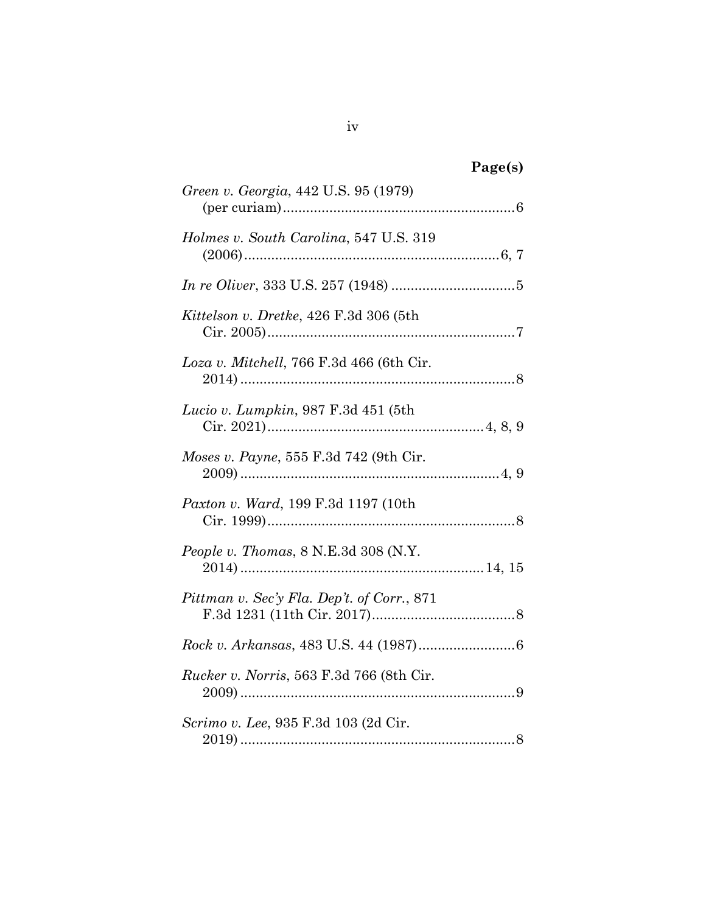**Page(s)**

*Green v. Georgia*, 442 U.S. 95 (1979) (per curiam)............................................................6

*Holmes v. South Carolina*, 547 U.S. 319 (2006)..................................................................6, 7

*In re Oliver*, 333 U.S. 257 (1948) ................................5

*Kittelson v. Dretke*, 426 F.3d 306 (5th Cir. 2005)................................................................7

*Loza v. Mitchell*, 766 F.3d 466 (6th Cir. 2014) .......................................................................8

*Lucio v. Lumpkin*, 987 F.3d 451 (5th Cir. 2021)........................................................4, 8, 9

*Moses v. Payne*, 555 F.3d 742 (9th Cir. 2009) ...................................................................4, 9

*Paxton v. Ward*, 199 F.3d 1197 (10th Cir. 1999)................................................................8

*People v. Thomas*, 8 N.E.3d 308 (N.Y. 2014) ..............................................................14, 15

*Pittman v. Sec'y Fla. Dep't. of Corr.*, 871 F.3d 1231 (11th Cir. 2017).....................................8

*Rock v. Arkansas*, 483 U.S. 44 (1987).........................6

*Rucker v. Norris*, 563 F.3d 766 (8th Cir. 2009) .......................................................................9

*Scrimo v. Lee*, 935 F.3d 103 (2d Cir. 2019) .......................................................................8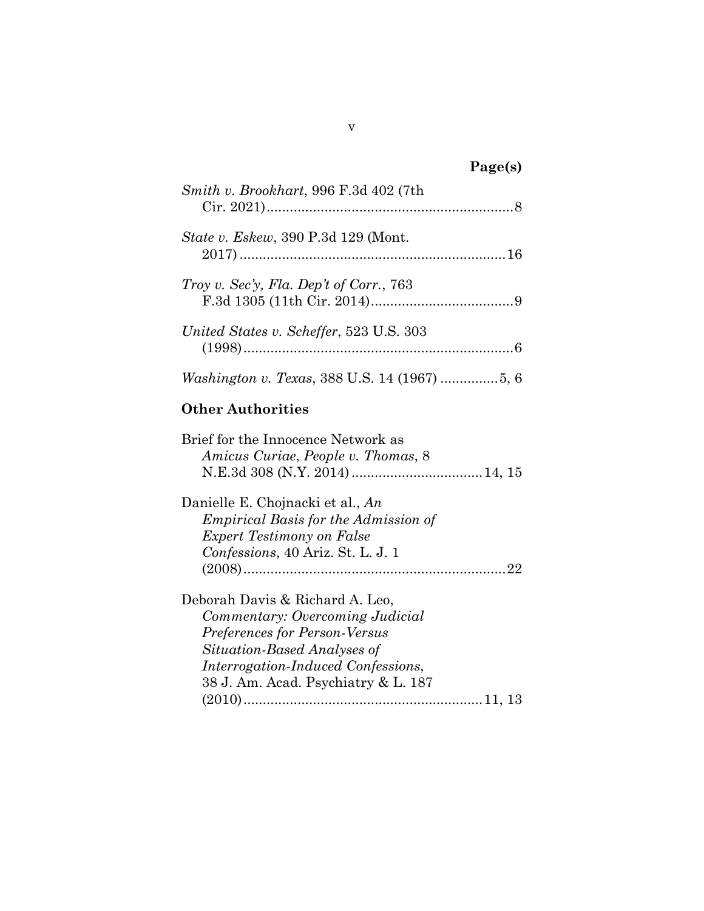**Page(s)**

*Smith v. Brookhart*, 996 F.3d 402 (7th Cir. 2021)................................................................8

*State v. Eskew*, 390 P.3d 129 (Mont. 2017) .....................................................................16

*Troy v. Sec'y, Fla. Dep't of Corr.*, 763 F.3d 1305 (11th Cir. 2014).....................................9

*United States v. Scheffer*, 523 U.S. 303 (1998)......................................................................6

*Washington v. Texas*, 388 U.S. 14 (1967) ...............5, 6

**Other Authorities**

Brief for the Innocence Network as *Amicus Curiae*, *People v. Thomas*, 8 N.E.3d 308 (N.Y. 2014) ..................................14, 15

Danielle E. Chojnacki et al., *An Empirical Basis for the Admission of Expert Testimony on False Confessions*, 40 Ariz. St. L. J. 1 (2008)....................................................................22

Deborah Davis & Richard A. Leo, *Commentary: Overcoming Judicial Preferences for Person-Versus Situation-Based Analyses of Interrogation-Induced Confessions*, 38 J. Am. Acad. Psychiatry & L. 187 (2010)..............................................................11, 13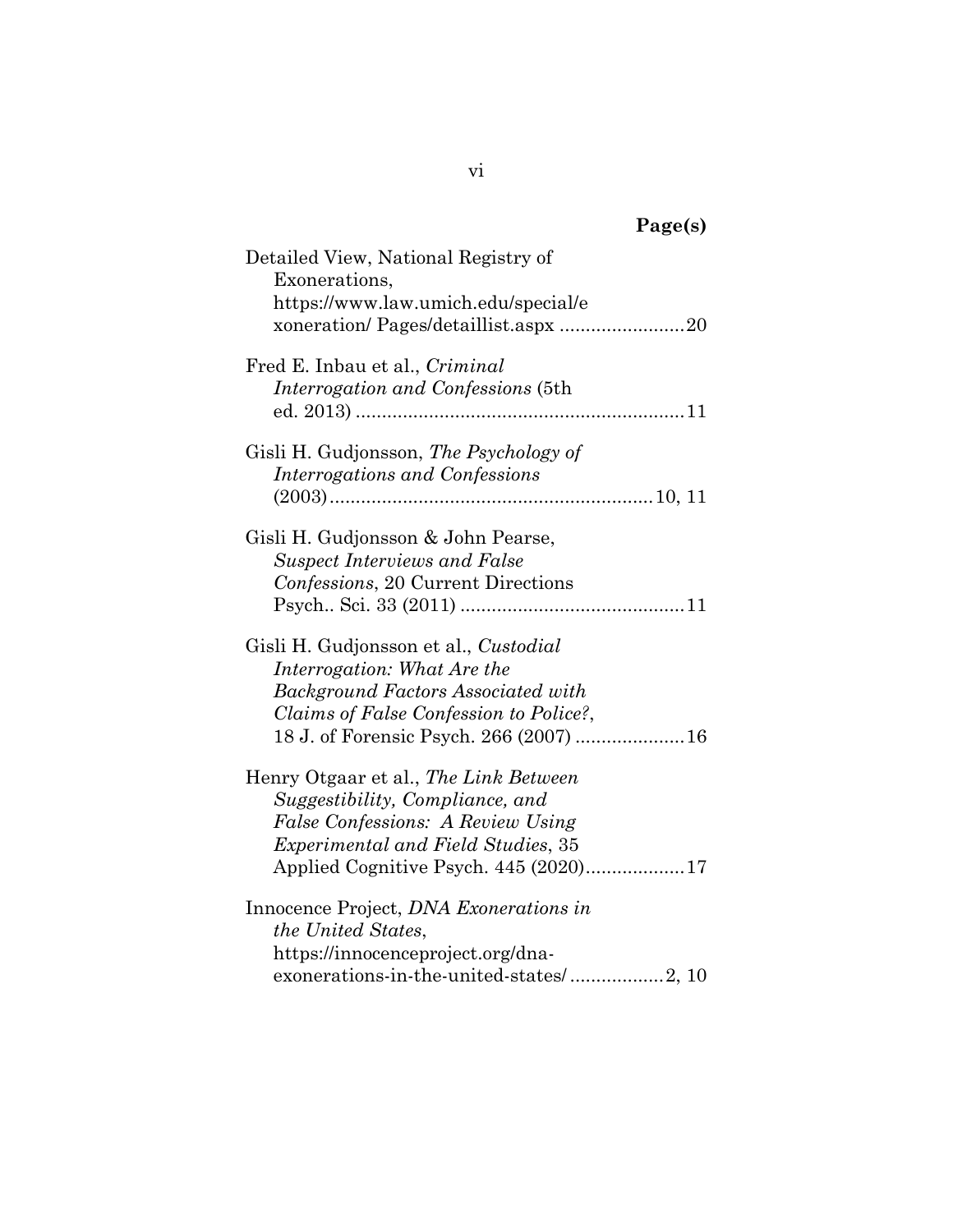**Page(s)**

Detailed View, National Registry of Exonerations, https://www.law.umich.edu/special/exoneration/ Pages/detaillist.aspx ........................20

Fred E. Inbau et al., *Criminal Interrogation and Confessions* (5th ed. 2013) ...............................................................11

Gisli H. Gudjonsson, *The Psychology of Interrogations and Confessions* (2003)..............................................................10, 11

Gisli H. Gudjonsson & John Pearse, *Suspect Interviews and False Confessions*, 20 Current Directions Psych.. Sci. 33 (2011) ...........................................11

Gisli H. Gudjonsson et al., *Custodial Interrogation: What Are the Background Factors Associated with Claims of False Confession to Police?*, 18 J. of Forensic Psych. 266 (2007) .....................16

Henry Otgaar et al., *The Link Between Suggestibility, Compliance, and False Confessions: A Review Using Experimental and Field Studies*, 35 Applied Cognitive Psych. 445 (2020)...................17

Innocence Project, *DNA Exonerations in the United States*, https://innocenceproject.org/dna-exonerations-in-the-united-states/ ..................2, 10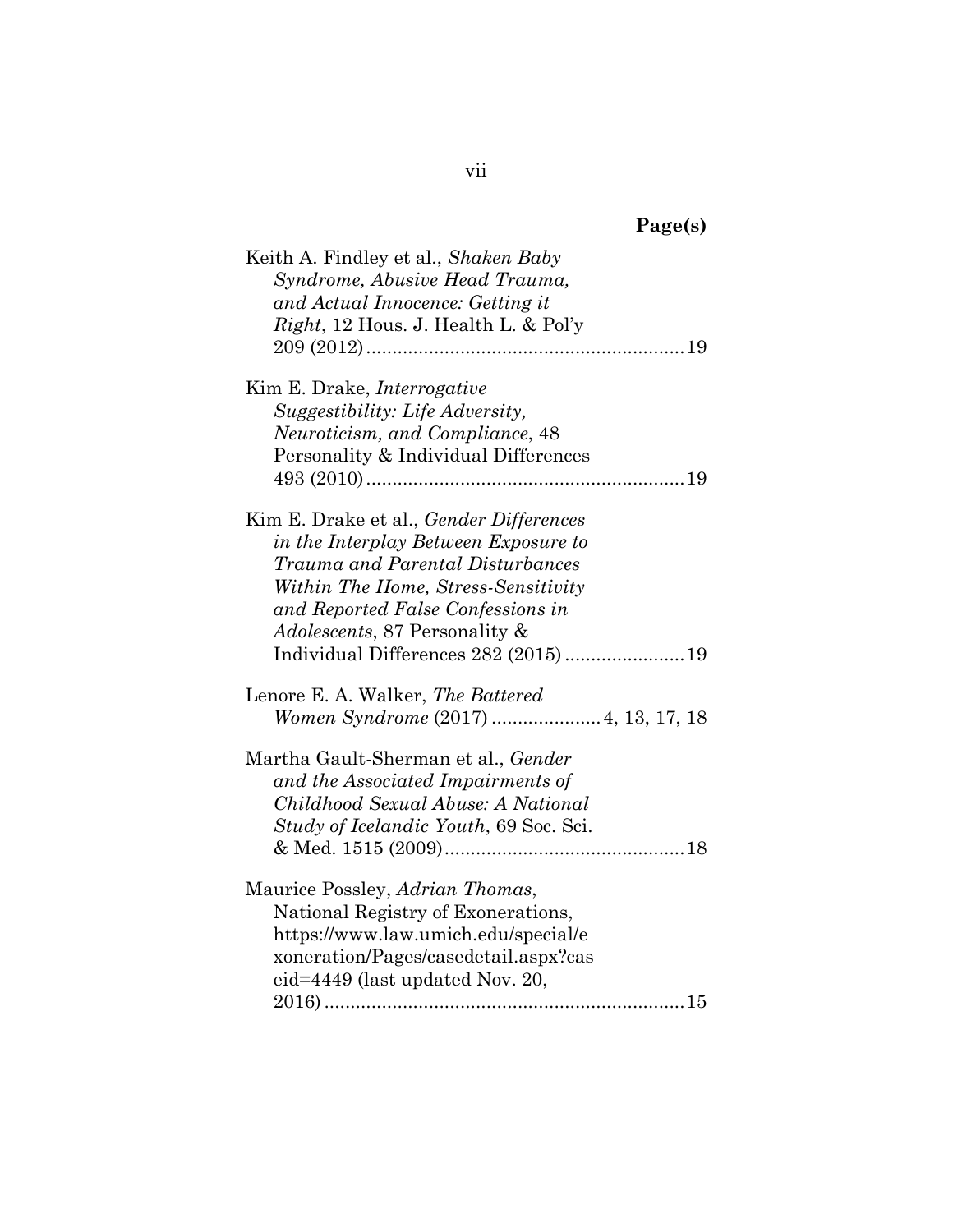**Page(s)**

Keith A. Findley et al., *Shaken Baby Syndrome, Abusive Head Trauma, and Actual Innocence: Getting it Right*, 12 Hous. J. Health L. & Pol'y 209 (2012) ............................................................ 19

Kim E. Drake, *Interrogative Suggestibility: Life Adversity, Neuroticism, and Compliance*, 48 Personality & Individual Differences 493 (2010) ............................................................ 19

Kim E. Drake et al., *Gender Differences in the Interplay Between Exposure to Trauma and Parental Disturbances Within The Home, Stress-Sensitivity and Reported False Confessions in Adolescents*, 87 Personality & Individual Differences 282 (2015) ...................... 19

Lenore E. A. Walker, *The Battered Women Syndrome* (2017) .................... 4, 13, 17, 18

Martha Gault-Sherman et al., *Gender and the Associated Impairments of Childhood Sexual Abuse: A National Study of Icelandic Youth*, 69 Soc. Sci. & Med. 1515 (2009) ............................................. 18

Maurice Possley, *Adrian Thomas*, National Registry of Exonerations, https://www.law.umich.edu/special/exoneration/Pages/casedetail.aspx?caseid=4449 (last updated Nov. 20, 2016) .................................................................... 15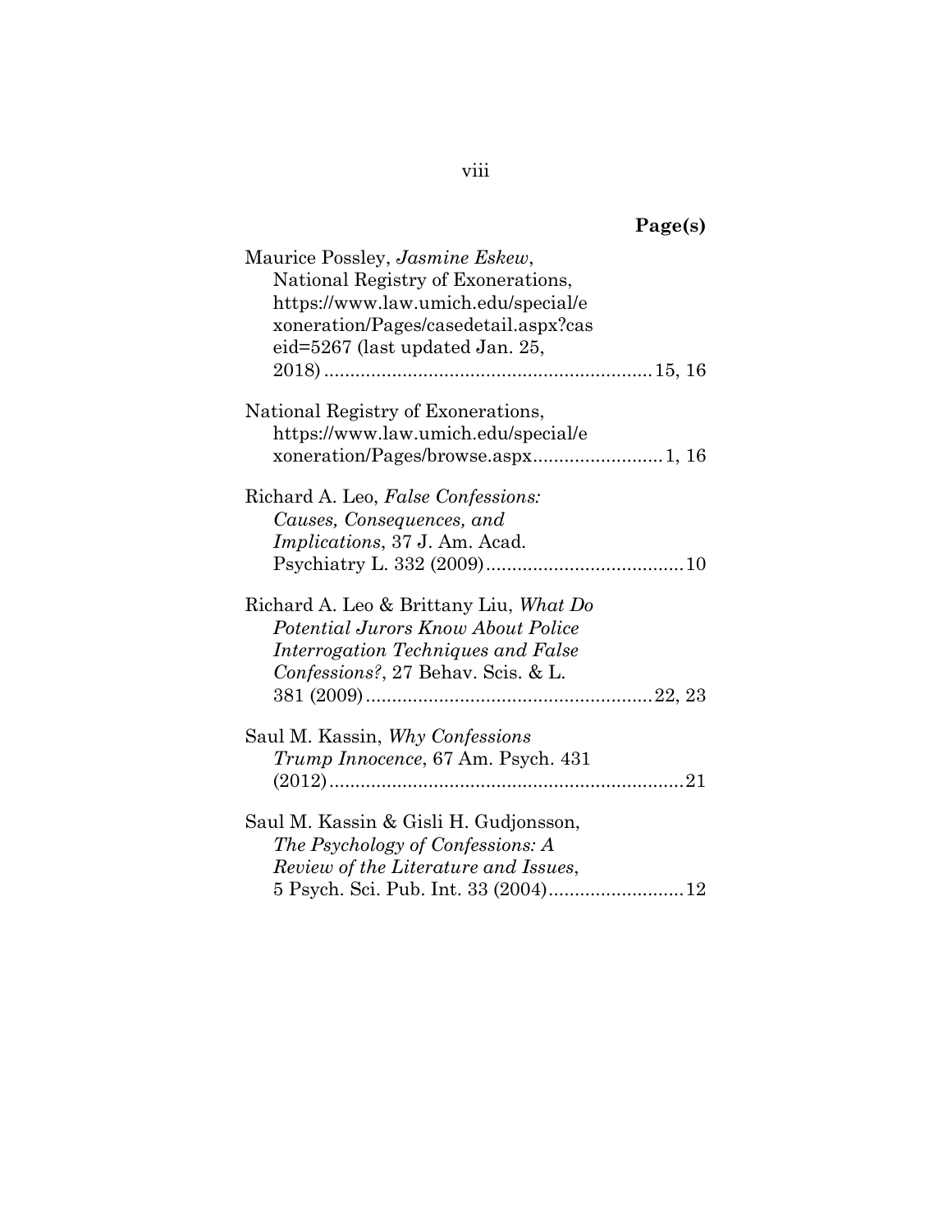**Page(s)**

Maurice Possley, *Jasmine Eskew*, National Registry of Exonerations, https://www.law.umich.edu/special/exoneration/Pages/casedetail.aspx?caseid=5267 (last updated Jan. 25, 2018) .............................................................. 15, 16

National Registry of Exonerations, https://www.law.umich.edu/special/exoneration/Pages/browse.aspx......................... 1, 16

Richard A. Leo, *False Confessions: Causes, Consequences, and Implications*, 37 J. Am. Acad. Psychiatry L. 332 (2009)...................................... 10

Richard A. Leo & Brittany Liu, *What Do Potential Jurors Know About Police Interrogation Techniques and False Confessions?*, 27 Behav. Scis. & L. 381 (2009)....................................................... 22, 23

Saul M. Kassin, *Why Confessions Trump Innocence*, 67 Am. Psych. 431 (2012)................................................................... 21

Saul M. Kassin & Gisli H. Gudjonsson, *The Psychology of Confessions: A Review of the Literature and Issues*, 5 Psych. Sci. Pub. Int. 33 (2004).......................... 12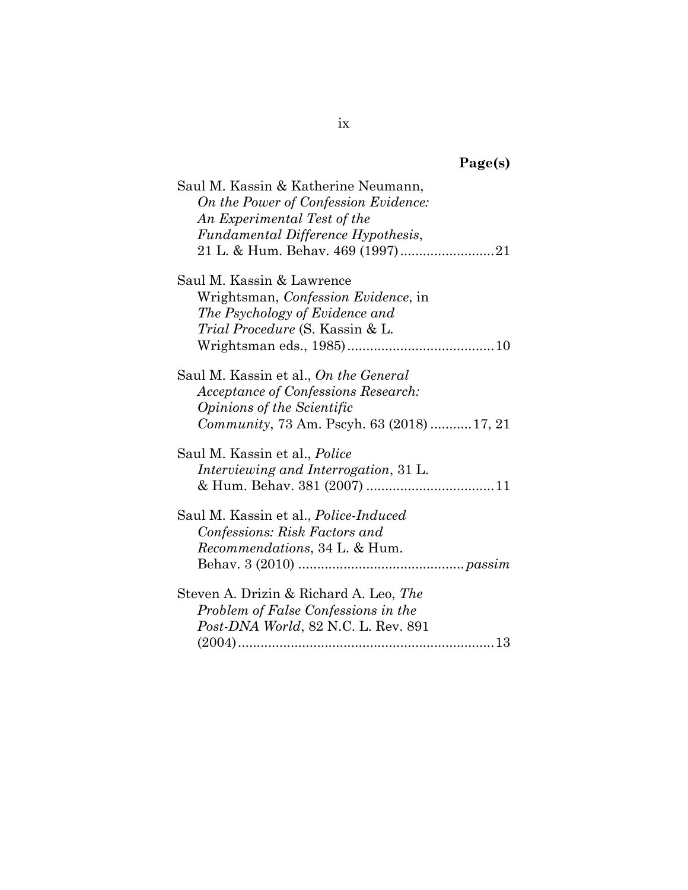**Page(s)**

Saul M. Kassin & Katherine Neumann, *On the Power of Confession Evidence: An Experimental Test of the Fundamental Difference Hypothesis*, 21 L. & Hum. Behav. 469 (1997) ........................ 21

Saul M. Kassin & Lawrence Wrightsman, *Confession Evidence*, in *The Psychology of Evidence and Trial Procedure* (S. Kassin & L. Wrightsman eds., 1985) ....................................... 10

Saul M. Kassin et al., *On the General Acceptance of Confessions Research: Opinions of the Scientific Community*, 73 Am. Pscyh. 63 (2018) ........... 17, 21

Saul M. Kassin et al., *Police Interviewing and Interrogation*, 31 L. & Hum. Behav. 381 (2007) .................................. 11

Saul M. Kassin et al., *Police-Induced Confessions: Risk Factors and Recommendations*, 34 L. & Hum. Behav. 3 (2010) ........................................... *passim*

Steven A. Drizin & Richard A. Leo, *The Problem of False Confessions in the Post-DNA World*, 82 N.C. L. Rev. 891 (2004) ................................................................... 13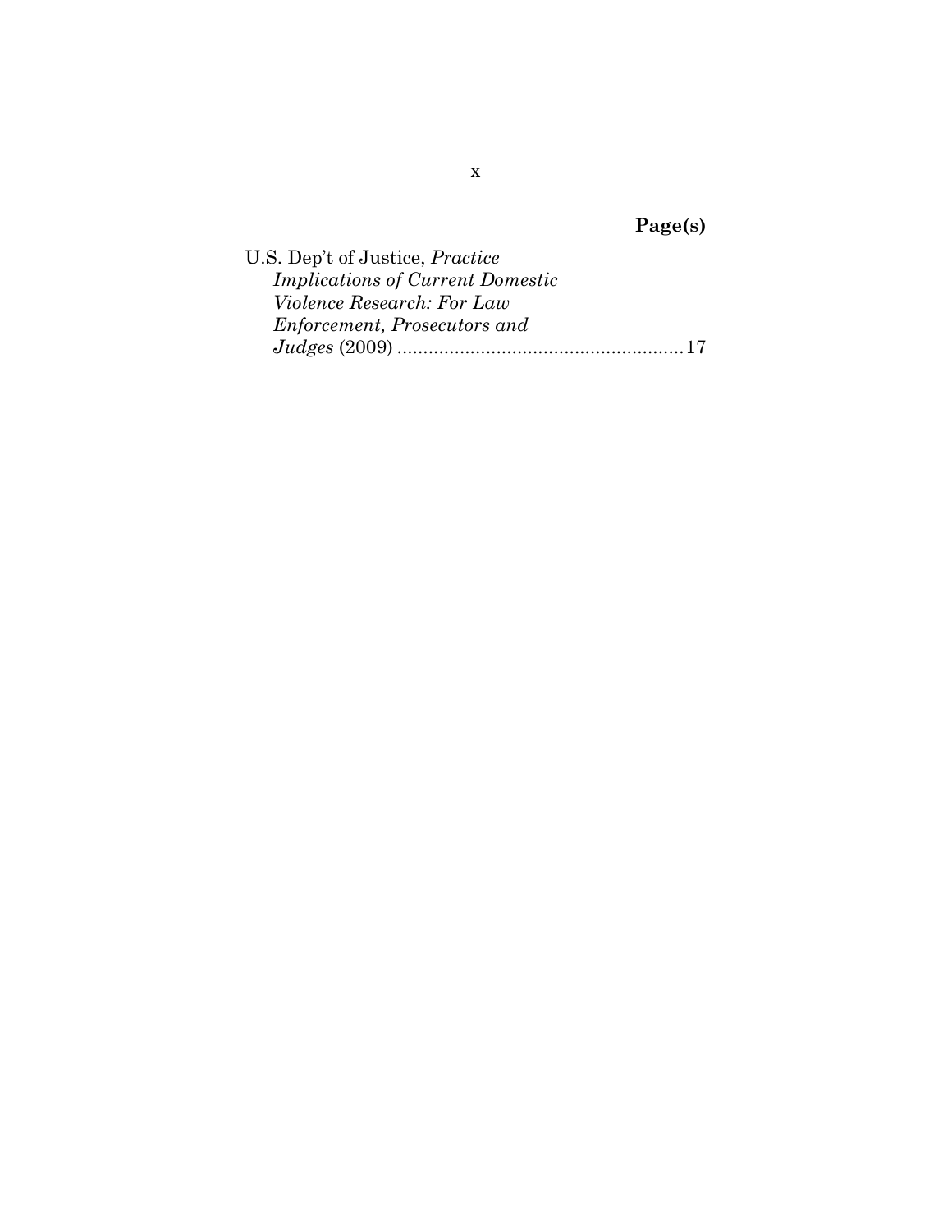**Page(s)**

U.S. Dep't of Justice, *Practice Implications of Current Domestic Violence Research: For Law Enforcement, Prosecutors and Judges* (2009) .......................................................17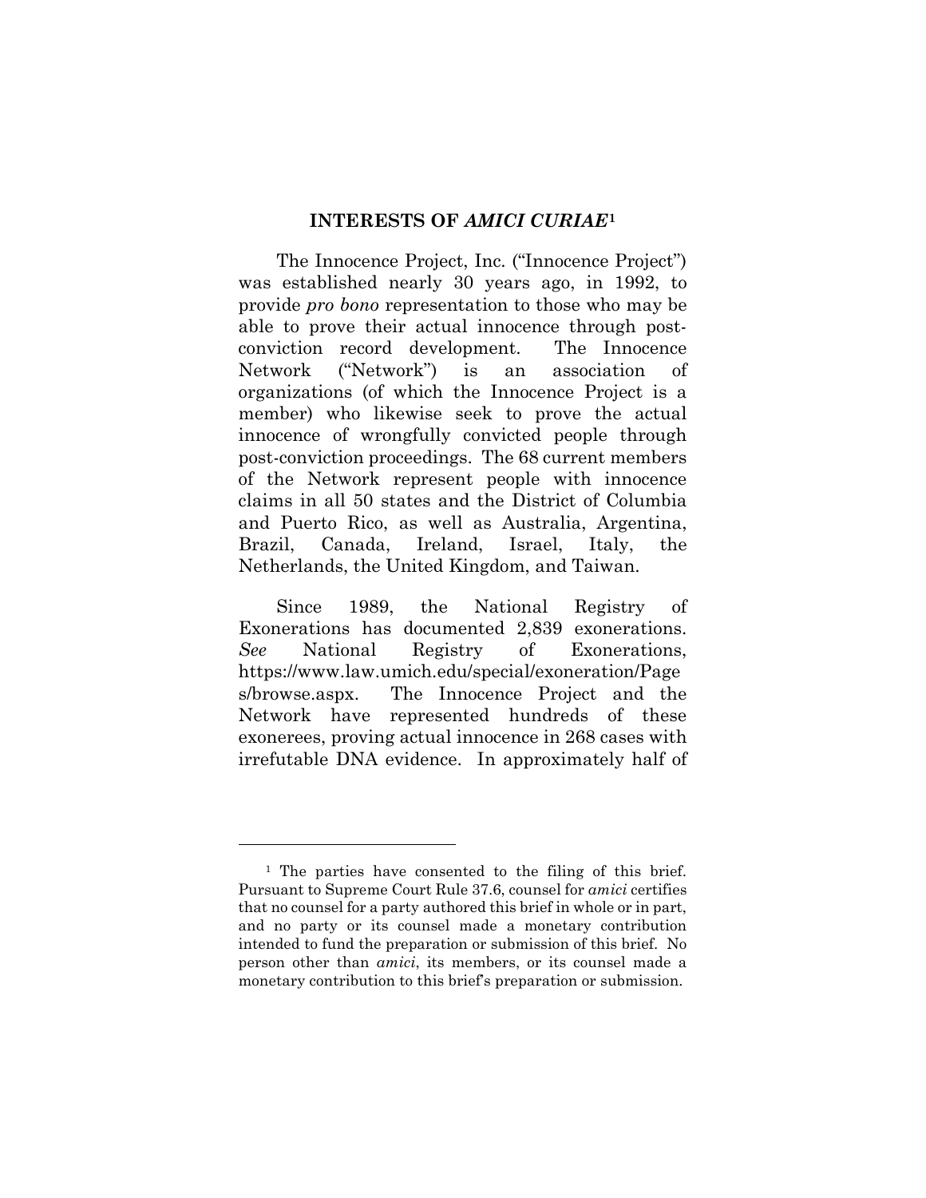## INTERESTS OF *AMICI CURIAE*[1]

The Innocence Project, Inc. ("Innocence Project") was established nearly 30 years ago, in 1992, to provide *pro bono* representation to those who may be able to prove their actual innocence through post-conviction record development. The Innocence Network ("Network") is an association of organizations (of which the Innocence Project is a member) who likewise seek to prove the actual innocence of wrongfully convicted people through post-conviction proceedings. The 68 current members of the Network represent people with innocence claims in all 50 states and the District of Columbia and Puerto Rico, as well as Australia, Argentina, Brazil, Canada, Ireland, Israel, Italy, the Netherlands, the United Kingdom, and Taiwan.

Since 1989, the National Registry of Exonerations has documented 2,839 exonerations. *See* National Registry of Exonerations, https://www.law.umich.edu/special/exoneration/Pages/browse.aspx. The Innocence Project and the Network have represented hundreds of these exonerees, proving actual innocence in 268 cases with irrefutable DNA evidence. In approximately half of

---

[1] The parties have consented to the filing of this brief. Pursuant to Supreme Court Rule 37.6, counsel for *amici* certifies that no counsel for a party authored this brief in whole or in part, and no party or its counsel made a monetary contribution intended to fund the preparation or submission of this brief. No person other than *amici*, its members, or its counsel made a monetary contribution to this brief's preparation or submission.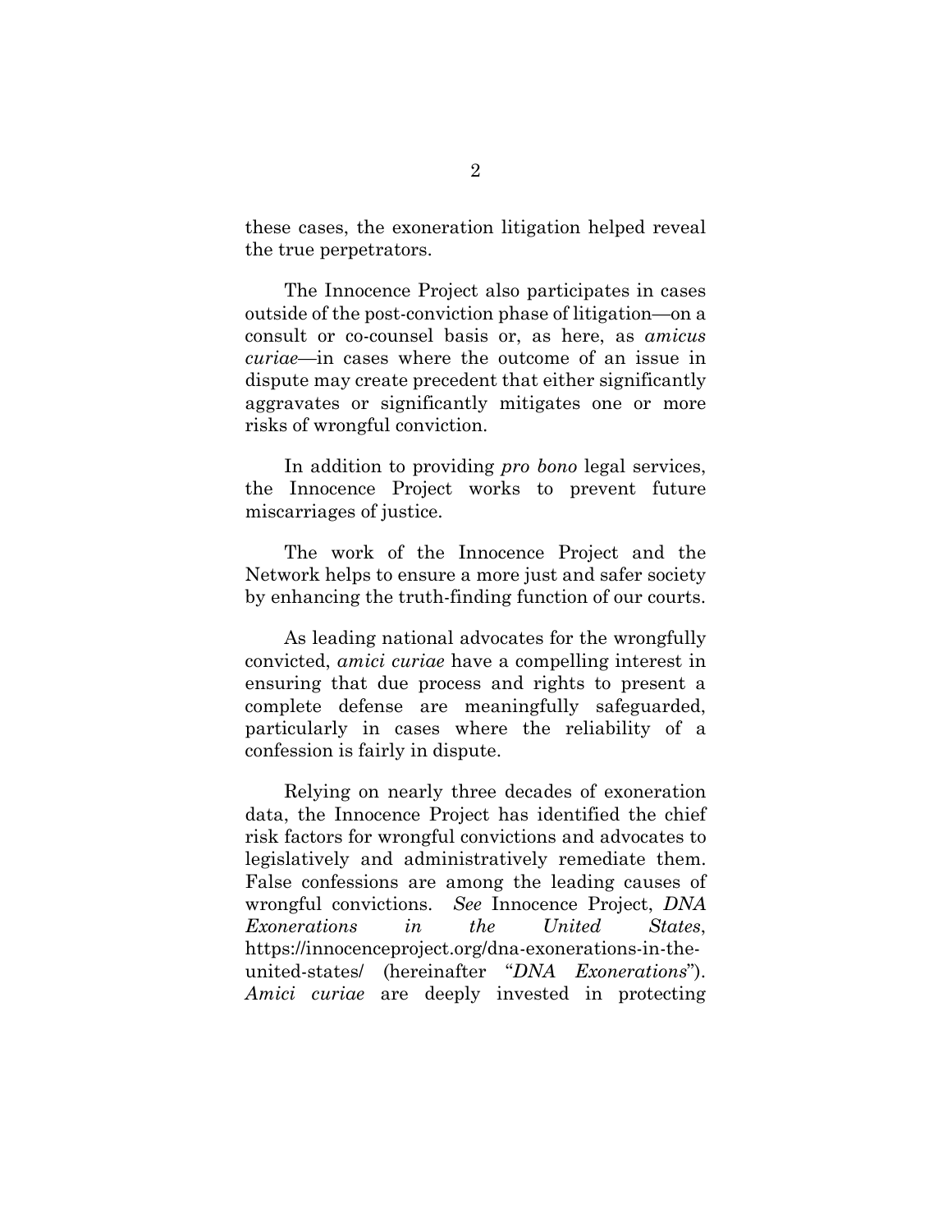these cases, the exoneration litigation helped reveal the true perpetrators.

The Innocence Project also participates in cases outside of the post-conviction phase of litigation—on a consult or co-counsel basis or, as here, as *amicus curiae*—in cases where the outcome of an issue in dispute may create precedent that either significantly aggravates or significantly mitigates one or more risks of wrongful conviction.

In addition to providing *pro bono* legal services, the Innocence Project works to prevent future miscarriages of justice.

The work of the Innocence Project and the Network helps to ensure a more just and safer society by enhancing the truth-finding function of our courts.

As leading national advocates for the wrongfully convicted, *amici curiae* have a compelling interest in ensuring that due process and rights to present a complete defense are meaningfully safeguarded, particularly in cases where the reliability of a confession is fairly in dispute.

Relying on nearly three decades of exoneration data, the Innocence Project has identified the chief risk factors for wrongful convictions and advocates to legislatively and administratively remediate them. False confessions are among the leading causes of wrongful convictions. *See* Innocence Project, *DNA Exonerations in the United States*, https://innocenceproject.org/dna-exonerations-in-the-united-states/ (hereinafter "*DNA Exonerations*"). *Amici curiae* are deeply invested in protecting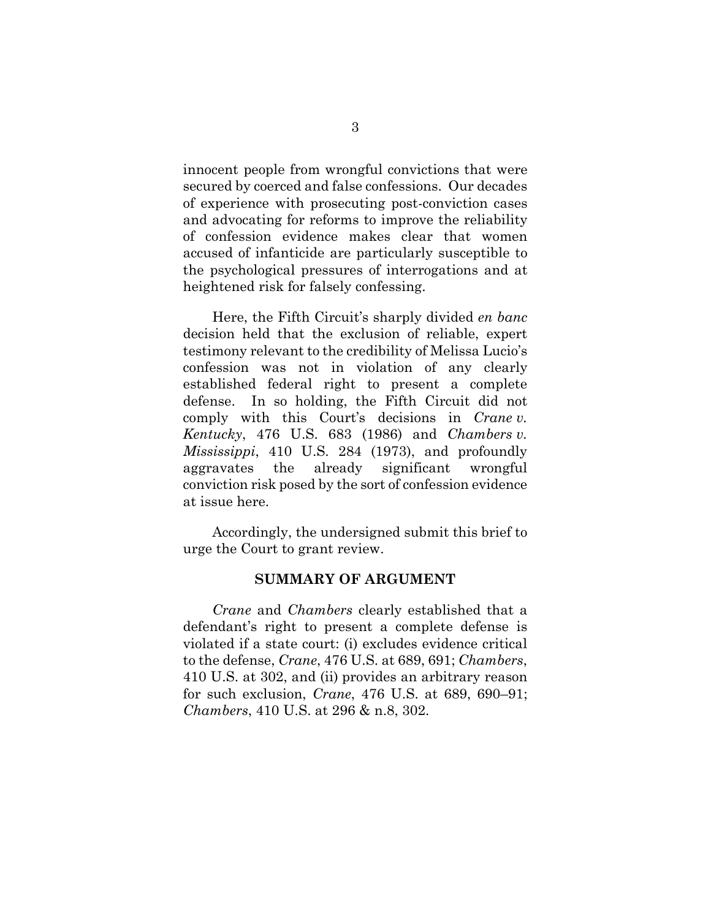innocent people from wrongful convictions that were secured by coerced and false confessions. Our decades of experience with prosecuting post-conviction cases and advocating for reforms to improve the reliability of confession evidence makes clear that women accused of infanticide are particularly susceptible to the psychological pressures of interrogations and at heightened risk for falsely confessing.

Here, the Fifth Circuit's sharply divided *en banc* decision held that the exclusion of reliable, expert testimony relevant to the credibility of Melissa Lucio's confession was not in violation of any clearly established federal right to present a complete defense. In so holding, the Fifth Circuit did not comply with this Court's decisions in *Crane v. Kentucky*, 476 U.S. 683 (1986) and *Chambers v. Mississippi*, 410 U.S. 284 (1973), and profoundly aggravates the already significant wrongful conviction risk posed by the sort of confession evidence at issue here.

Accordingly, the undersigned submit this brief to urge the Court to grant review.

## SUMMARY OF ARGUMENT

*Crane* and *Chambers* clearly established that a defendant's right to present a complete defense is violated if a state court: (i) excludes evidence critical to the defense, *Crane*, 476 U.S. at 689, 691; *Chambers*, 410 U.S. at 302, and (ii) provides an arbitrary reason for such exclusion, *Crane*, 476 U.S. at 689, 690–91; *Chambers*, 410 U.S. at 296 & n.8, 302.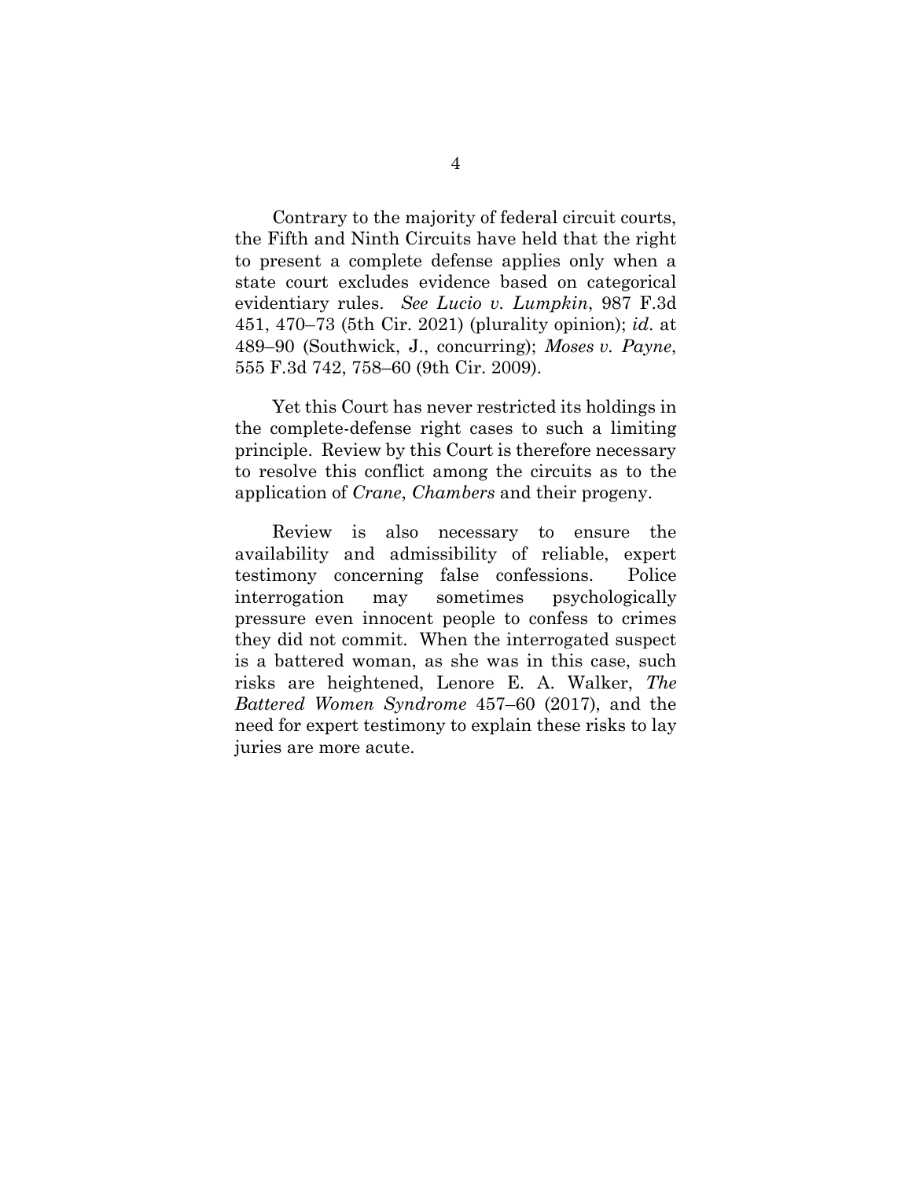Contrary to the majority of federal circuit courts, the Fifth and Ninth Circuits have held that the right to present a complete defense applies only when a state court excludes evidence based on categorical evidentiary rules. *See Lucio v. Lumpkin*, 987 F.3d 451, 470–73 (5th Cir. 2021) (plurality opinion); *id*. at 489–90 (Southwick, J., concurring); *Moses v. Payne*, 555 F.3d 742, 758–60 (9th Cir. 2009).

Yet this Court has never restricted its holdings in the complete-defense right cases to such a limiting principle. Review by this Court is therefore necessary to resolve this conflict among the circuits as to the application of *Crane*, *Chambers* and their progeny.

Review is also necessary to ensure the availability and admissibility of reliable, expert testimony concerning false confessions. Police interrogation may sometimes psychologically pressure even innocent people to confess to crimes they did not commit. When the interrogated suspect is a battered woman, as she was in this case, such risks are heightened, Lenore E. A. Walker, *The Battered Women Syndrome* 457–60 (2017), and the need for expert testimony to explain these risks to lay juries are more acute.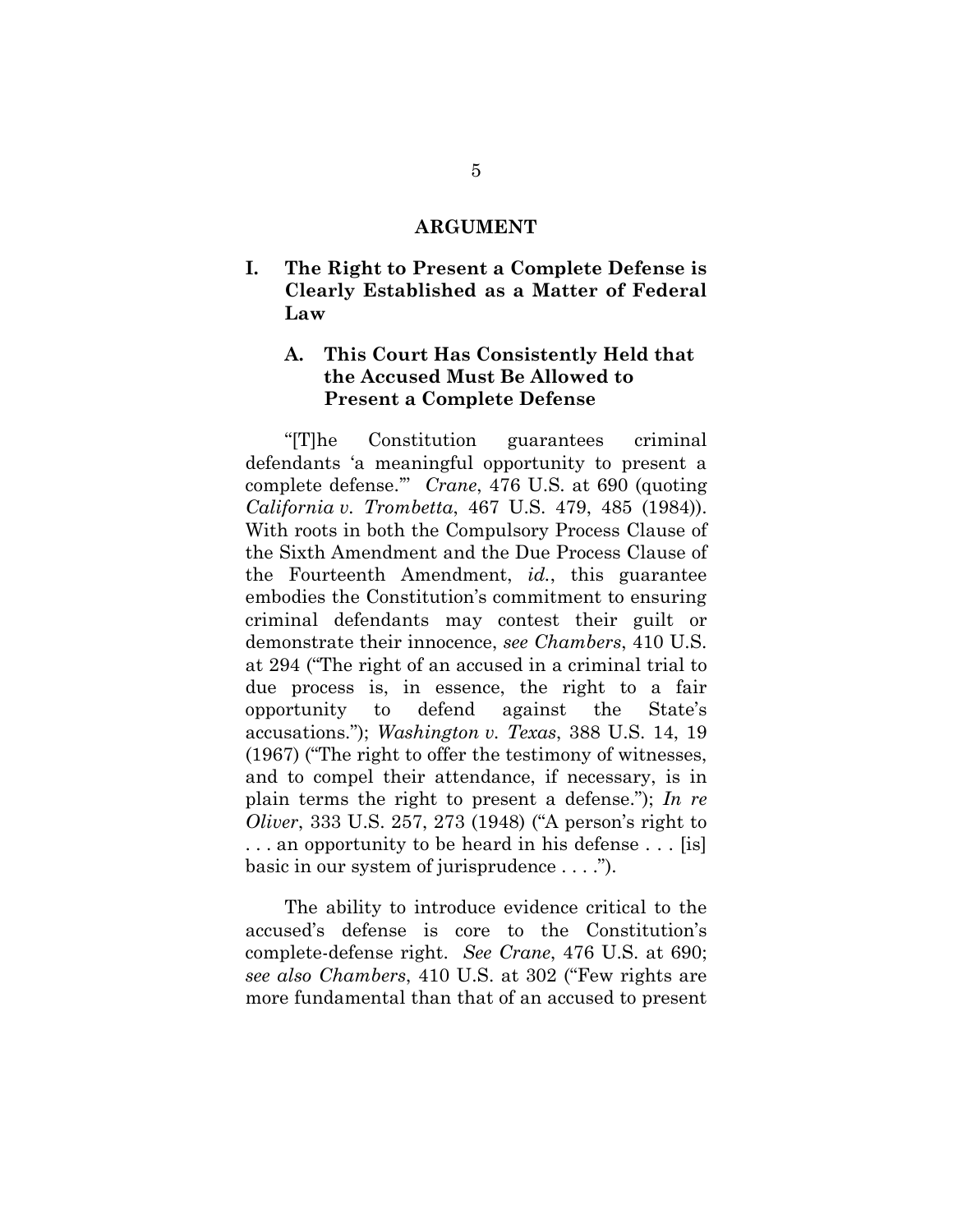# ARGUMENT

## I. The Right to Present a Complete Defense is Clearly Established as a Matter of Federal Law

### A. This Court Has Consistently Held that the Accused Must Be Allowed to Present a Complete Defense

"[T]he Constitution guarantees criminal defendants 'a meaningful opportunity to present a complete defense.'" *Crane*, 476 U.S. at 690 (quoting *California v. Trombetta*, 467 U.S. 479, 485 (1984)). With roots in both the Compulsory Process Clause of the Sixth Amendment and the Due Process Clause of the Fourteenth Amendment, *id.*, this guarantee embodies the Constitution's commitment to ensuring criminal defendants may contest their guilt or demonstrate their innocence, *see Chambers*, 410 U.S. at 294 ("The right of an accused in a criminal trial to due process is, in essence, the right to a fair opportunity to defend against the State's accusations."); *Washington v. Texas*, 388 U.S. 14, 19 (1967) ("The right to offer the testimony of witnesses, and to compel their attendance, if necessary, is in plain terms the right to present a defense."); *In re Oliver*, 333 U.S. 257, 273 (1948) ("A person's right to . . . an opportunity to be heard in his defense . . . [is] basic in our system of jurisprudence . . . .").

The ability to introduce evidence critical to the accused's defense is core to the Constitution's complete-defense right. *See Crane*, 476 U.S. at 690; *see also Chambers*, 410 U.S. at 302 ("Few rights are more fundamental than that of an accused to present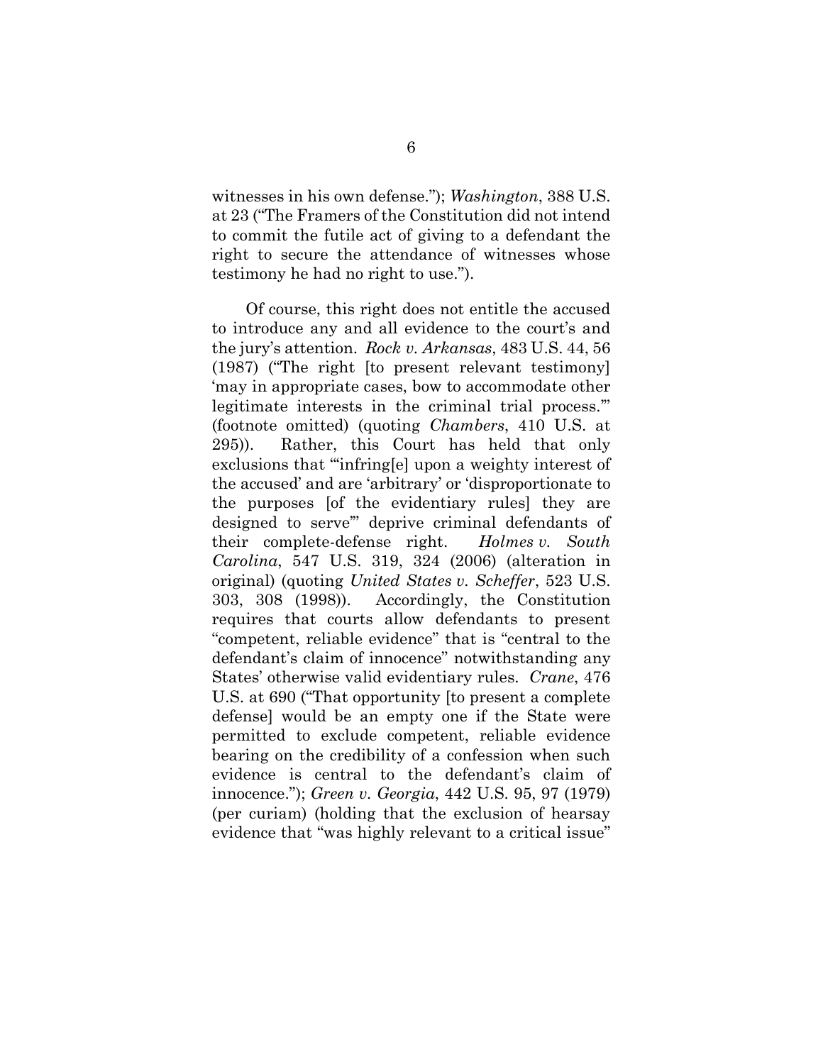witnesses in his own defense."); *Washington*, 388 U.S. at 23 ("The Framers of the Constitution did not intend to commit the futile act of giving to a defendant the right to secure the attendance of witnesses whose testimony he had no right to use.").

Of course, this right does not entitle the accused to introduce any and all evidence to the court's and the jury's attention. *Rock v. Arkansas*, 483 U.S. 44, 56 (1987) ("The right [to present relevant testimony] 'may in appropriate cases, bow to accommodate other legitimate interests in the criminal trial process.'" (footnote omitted) (quoting *Chambers*, 410 U.S. at 295)). Rather, this Court has held that only exclusions that "'infring[e] upon a weighty interest of the accused' and are 'arbitrary' or 'disproportionate to the purposes [of the evidentiary rules] they are designed to serve'" deprive criminal defendants of their complete-defense right. *Holmes v. South Carolina*, 547 U.S. 319, 324 (2006) (alteration in original) (quoting *United States v. Scheffer*, 523 U.S. 303, 308 (1998)). Accordingly, the Constitution requires that courts allow defendants to present "competent, reliable evidence" that is "central to the defendant's claim of innocence" notwithstanding any States' otherwise valid evidentiary rules. *Crane*, 476 U.S. at 690 ("That opportunity [to present a complete defense] would be an empty one if the State were permitted to exclude competent, reliable evidence bearing on the credibility of a confession when such evidence is central to the defendant's claim of innocence."); *Green v. Georgia*, 442 U.S. 95, 97 (1979) (per curiam) (holding that the exclusion of hearsay evidence that "was highly relevant to a critical issue"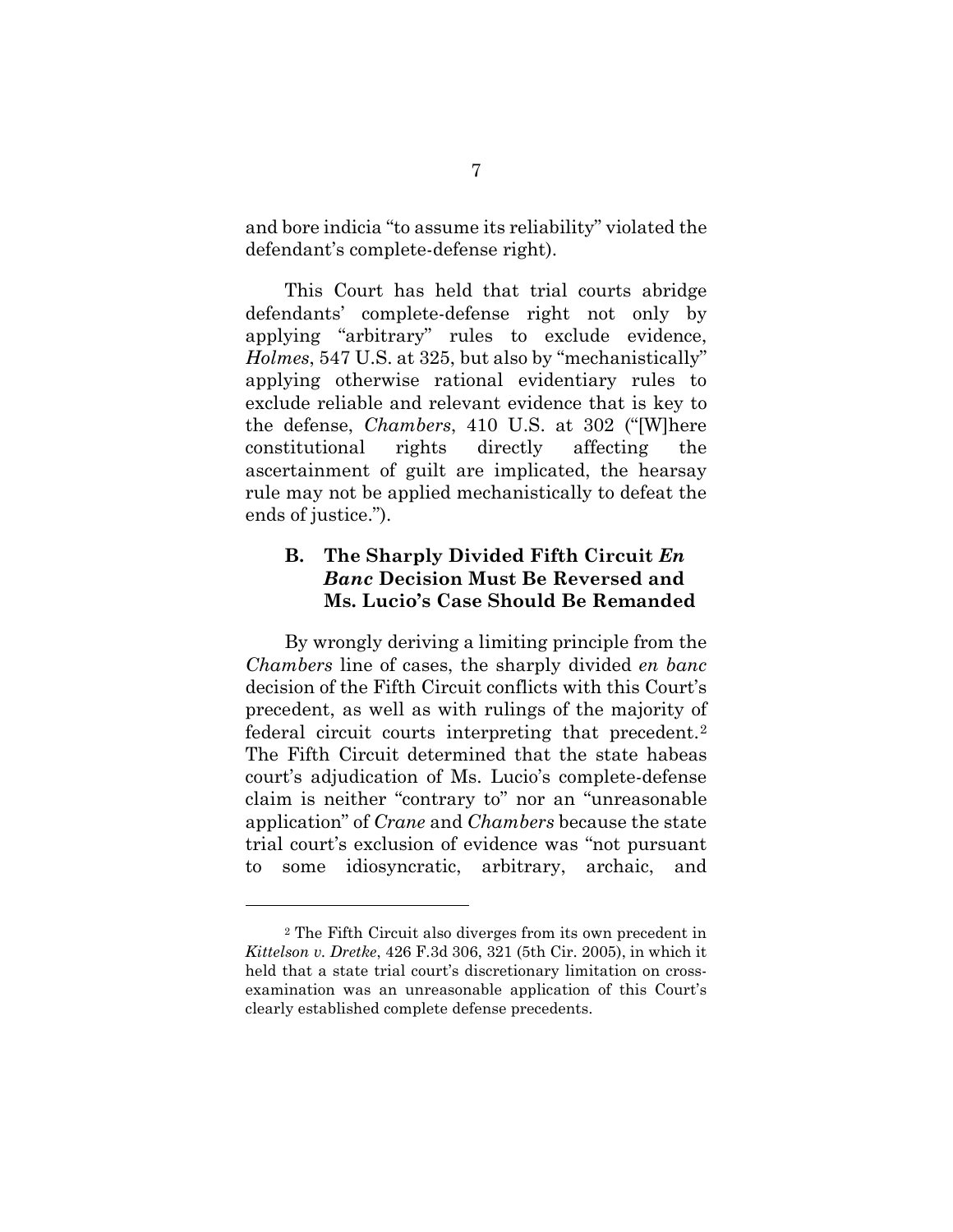and bore indicia "to assume its reliability" violated the defendant's complete-defense right).

This Court has held that trial courts abridge defendants' complete-defense right not only by applying "arbitrary" rules to exclude evidence, *Holmes*, 547 U.S. at 325, but also by "mechanistically" applying otherwise rational evidentiary rules to exclude reliable and relevant evidence that is key to the defense, *Chambers*, 410 U.S. at 302 ("[W]here constitutional rights directly affecting the ascertainment of guilt are implicated, the hearsay rule may not be applied mechanistically to defeat the ends of justice.").

### B. The Sharply Divided Fifth Circuit *En Banc* Decision Must Be Reversed and Ms. Lucio's Case Should Be Remanded

By wrongly deriving a limiting principle from the *Chambers* line of cases, the sharply divided *en banc* decision of the Fifth Circuit conflicts with this Court's precedent, as well as with rulings of the majority of federal circuit courts interpreting that precedent.[2] The Fifth Circuit determined that the state habeas court's adjudication of Ms. Lucio's complete-defense claim is neither "contrary to" nor an "unreasonable application" of *Crane* and *Chambers* because the state trial court's exclusion of evidence was "not pursuant to some idiosyncratic, arbitrary, archaic, and

---

[2] The Fifth Circuit also diverges from its own precedent in *Kittelson v. Dretke*, 426 F.3d 306, 321 (5th Cir. 2005), in which it held that a state trial court's discretionary limitation on cross-examination was an unreasonable application of this Court's clearly established complete defense precedents.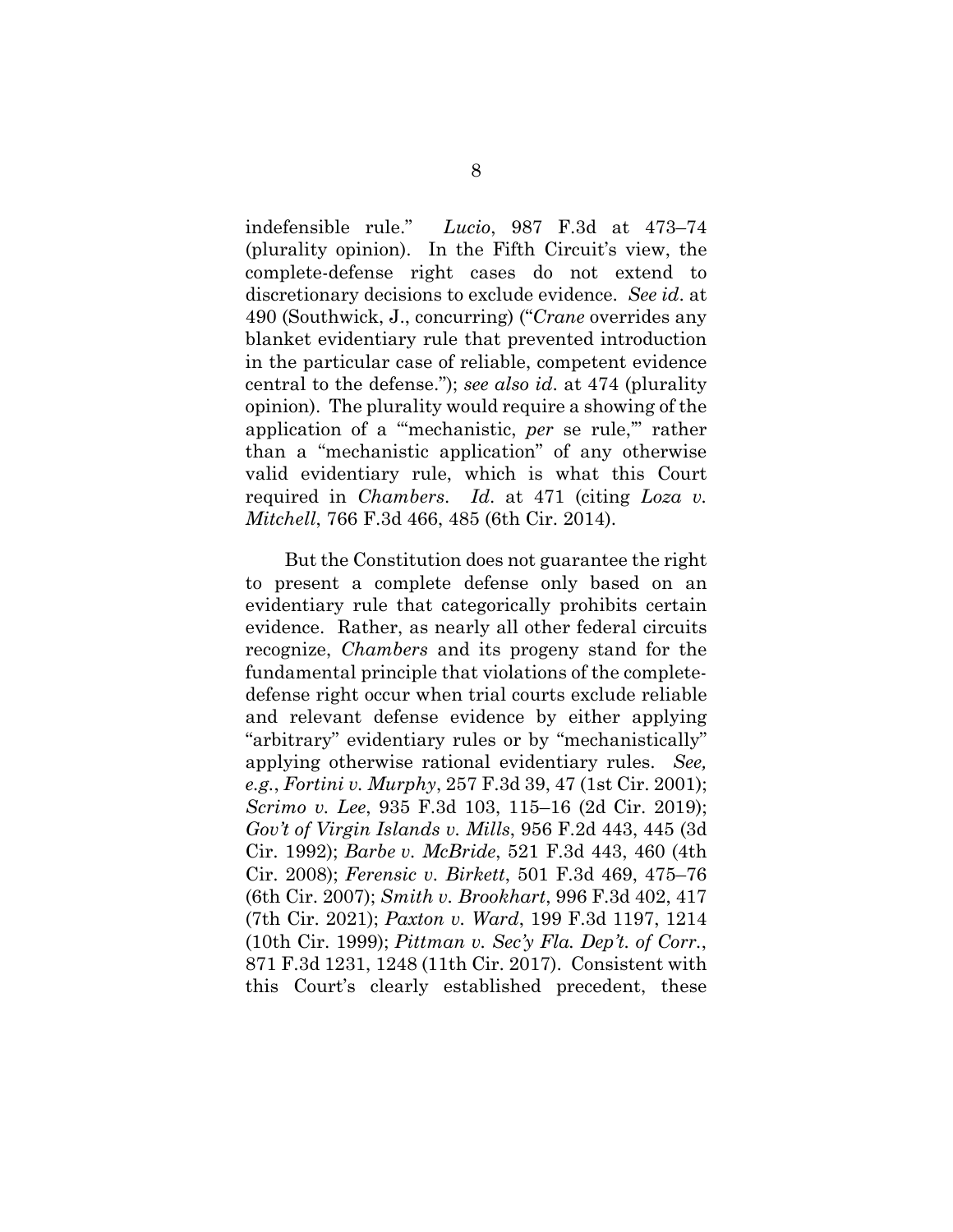indefensible rule." *Lucio*, 987 F.3d at 473–74 (plurality opinion). In the Fifth Circuit's view, the complete-defense right cases do not extend to discretionary decisions to exclude evidence. *See id*. at 490 (Southwick, J., concurring) ("*Crane* overrides any blanket evidentiary rule that prevented introduction in the particular case of reliable, competent evidence central to the defense."); *see also id*. at 474 (plurality opinion). The plurality would require a showing of the application of a "'mechanistic, *per* se rule,'" rather than a "mechanistic application" of any otherwise valid evidentiary rule, which is what this Court required in *Chambers*. *Id*. at 471 (citing *Loza v. Mitchell*, 766 F.3d 466, 485 (6th Cir. 2014).

But the Constitution does not guarantee the right to present a complete defense only based on an evidentiary rule that categorically prohibits certain evidence. Rather, as nearly all other federal circuits recognize, *Chambers* and its progeny stand for the fundamental principle that violations of the complete-defense right occur when trial courts exclude reliable and relevant defense evidence by either applying "arbitrary" evidentiary rules or by "mechanistically" applying otherwise rational evidentiary rules. *See, e.g.*, *Fortini v. Murphy*, 257 F.3d 39, 47 (1st Cir. 2001); *Scrimo v. Lee*, 935 F.3d 103, 115–16 (2d Cir. 2019); *Gov't of Virgin Islands v. Mills*, 956 F.2d 443, 445 (3d Cir. 1992); *Barbe v. McBride*, 521 F.3d 443, 460 (4th Cir. 2008); *Ferensic v. Birkett*, 501 F.3d 469, 475–76 (6th Cir. 2007); *Smith v. Brookhart*, 996 F.3d 402, 417 (7th Cir. 2021); *Paxton v. Ward*, 199 F.3d 1197, 1214 (10th Cir. 1999); *Pittman v. Sec'y Fla. Dep't. of Corr.*, 871 F.3d 1231, 1248 (11th Cir. 2017). Consistent with this Court's clearly established precedent, these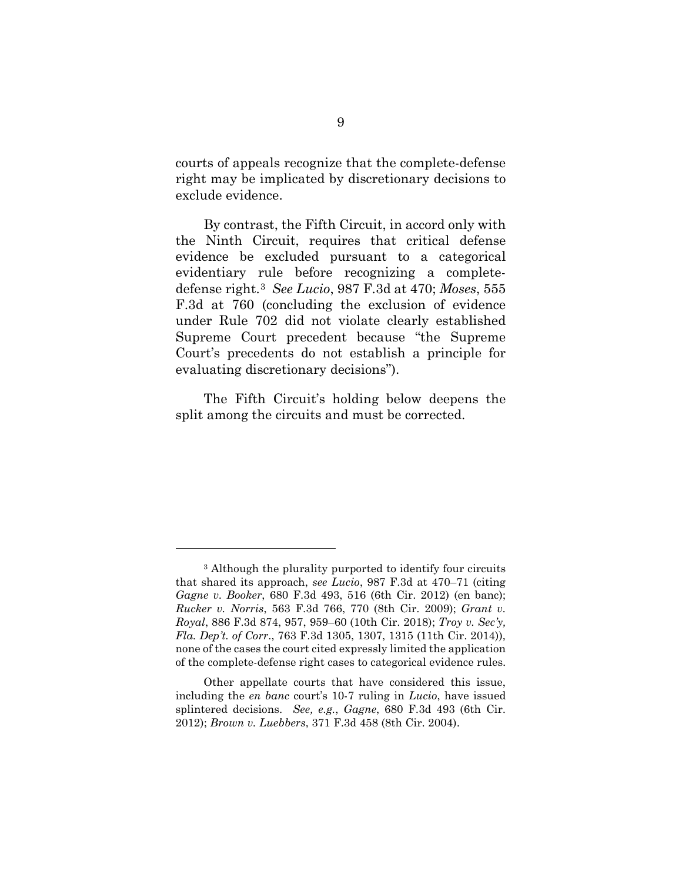courts of appeals recognize that the complete-defense right may be implicated by discretionary decisions to exclude evidence.

By contrast, the Fifth Circuit, in accord only with the Ninth Circuit, requires that critical defense evidence be excluded pursuant to a categorical evidentiary rule before recognizing a complete-defense right.[3] *See Lucio*, 987 F.3d at 470; *Moses*, 555 F.3d at 760 (concluding the exclusion of evidence under Rule 702 did not violate clearly established Supreme Court precedent because "the Supreme Court's precedents do not establish a principle for evaluating discretionary decisions").

The Fifth Circuit's holding below deepens the split among the circuits and must be corrected.

---

[3] Although the plurality purported to identify four circuits that shared its approach, *see Lucio*, 987 F.3d at 470–71 (citing *Gagne v. Booker*, 680 F.3d 493, 516 (6th Cir. 2012) (en banc); *Rucker v. Norris*, 563 F.3d 766, 770 (8th Cir. 2009); *Grant v. Royal*, 886 F.3d 874, 957, 959–60 (10th Cir. 2018); *Troy v. Sec'y, Fla. Dep't. of Corr*., 763 F.3d 1305, 1307, 1315 (11th Cir. 2014)), none of the cases the court cited expressly limited the application of the complete-defense right cases to categorical evidence rules.

Other appellate courts that have considered this issue, including the *en banc* court's 10-7 ruling in *Lucio*, have issued splintered decisions. *See, e.g.*, *Gagne*, 680 F.3d 493 (6th Cir. 2012); *Brown v. Luebbers*, 371 F.3d 458 (8th Cir. 2004).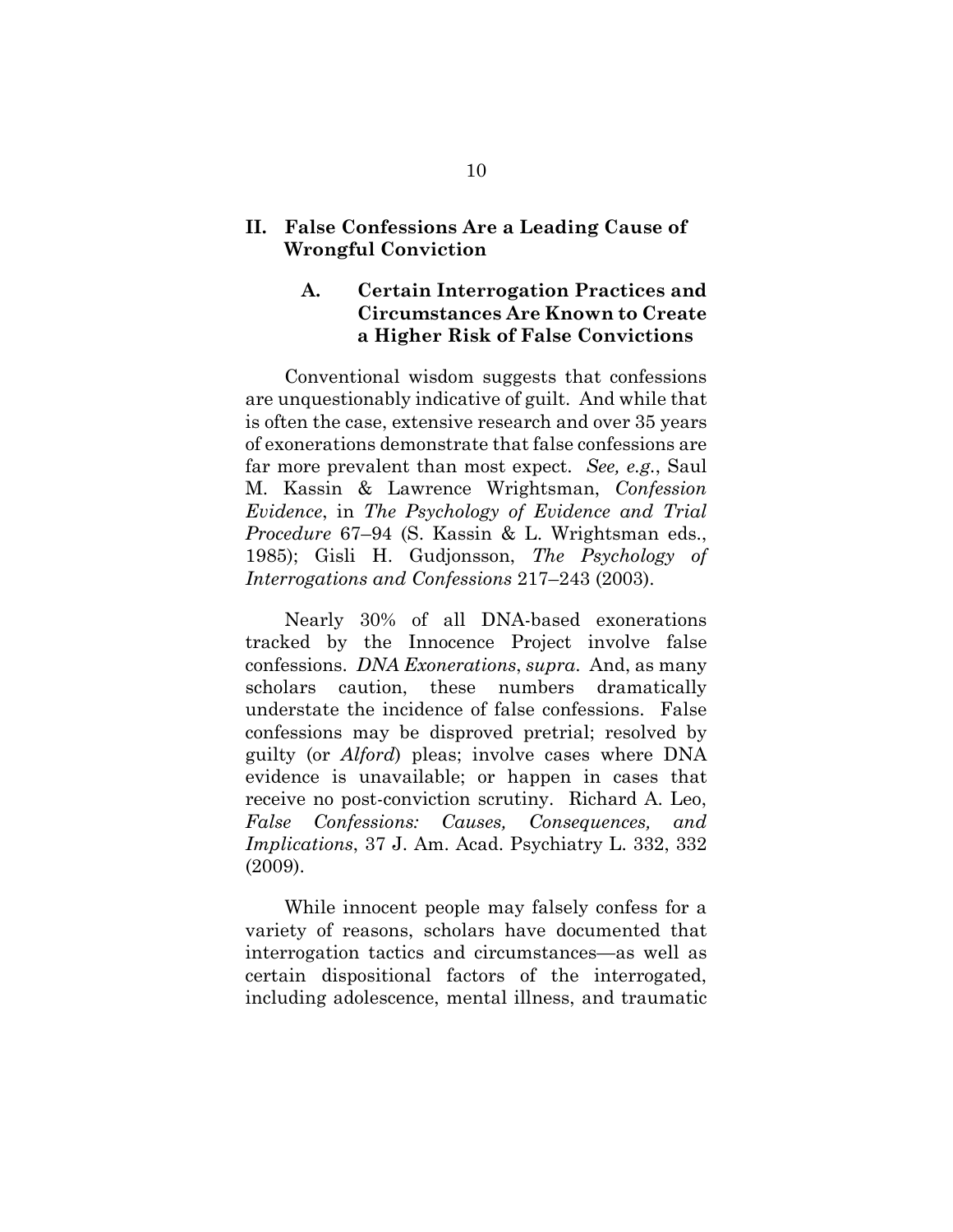## II. False Confessions Are a Leading Cause of Wrongful Conviction

### A. Certain Interrogation Practices and Circumstances Are Known to Create a Higher Risk of False Convictions

Conventional wisdom suggests that confessions are unquestionably indicative of guilt. And while that is often the case, extensive research and over 35 years of exonerations demonstrate that false confessions are far more prevalent than most expect. *See, e.g.*, Saul M. Kassin & Lawrence Wrightsman, *Confession Evidence*, in *The Psychology of Evidence and Trial Procedure* 67–94 (S. Kassin & L. Wrightsman eds., 1985); Gisli H. Gudjonsson, *The Psychology of Interrogations and Confessions* 217–243 (2003).

Nearly 30% of all DNA-based exonerations tracked by the Innocence Project involve false confessions. *DNA Exonerations*, *supra*. And, as many scholars caution, these numbers dramatically understate the incidence of false confessions. False confessions may be disproved pretrial; resolved by guilty (or *Alford*) pleas; involve cases where DNA evidence is unavailable; or happen in cases that receive no post-conviction scrutiny. Richard A. Leo, *False Confessions: Causes, Consequences, and Implications*, 37 J. Am. Acad. Psychiatry L. 332, 332 (2009).

While innocent people may falsely confess for a variety of reasons, scholars have documented that interrogation tactics and circumstances—as well as certain dispositional factors of the interrogated, including adolescence, mental illness, and traumatic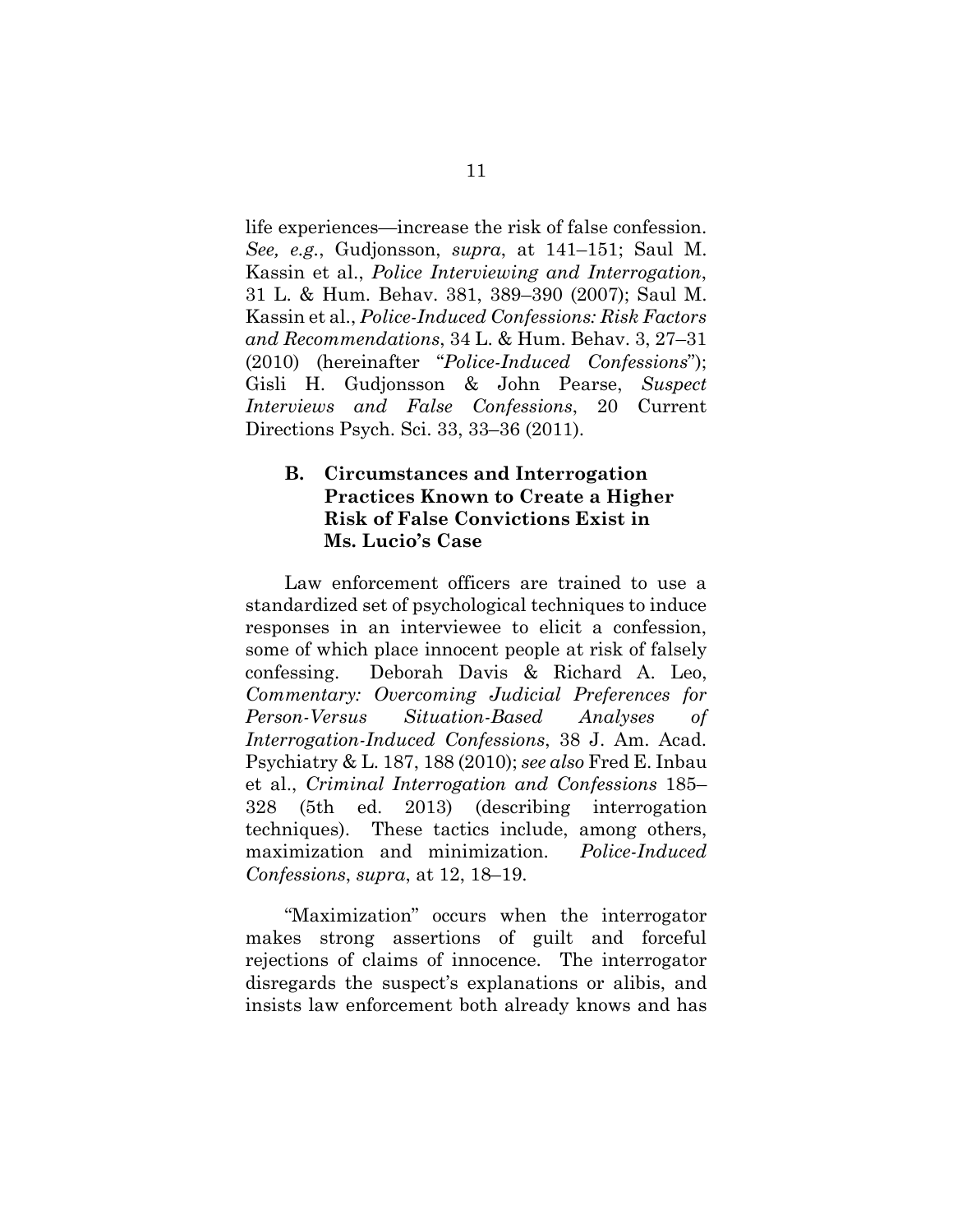life experiences—increase the risk of false confession. *See, e.g.*, Gudjonsson, *supra*, at 141–151; Saul M. Kassin et al., *Police Interviewing and Interrogation*, 31 L. & Hum. Behav. 381, 389–390 (2007); Saul M. Kassin et al., *Police-Induced Confessions: Risk Factors and Recommendations*, 34 L. & Hum. Behav. 3, 27–31 (2010) (hereinafter "*Police-Induced Confessions*"); Gisli H. Gudjonsson & John Pearse, *Suspect Interviews and False Confessions*, 20 Current Directions Psych. Sci. 33, 33–36 (2011).

### B. Circumstances and Interrogation Practices Known to Create a Higher Risk of False Convictions Exist in Ms. Lucio's Case

Law enforcement officers are trained to use a standardized set of psychological techniques to induce responses in an interviewee to elicit a confession, some of which place innocent people at risk of falsely confessing. Deborah Davis & Richard A. Leo, *Commentary: Overcoming Judicial Preferences for Person-Versus Situation-Based Analyses of Interrogation-Induced Confessions*, 38 J. Am. Acad. Psychiatry & L. 187, 188 (2010); *see also* Fred E. Inbau et al., *Criminal Interrogation and Confessions* 185–328 (5th ed. 2013) (describing interrogation techniques). These tactics include, among others, maximization and minimization. *Police-Induced Confessions*, *supra*, at 12, 18–19.

"Maximization" occurs when the interrogator makes strong assertions of guilt and forceful rejections of claims of innocence. The interrogator disregards the suspect's explanations or alibis, and insists law enforcement both already knows and has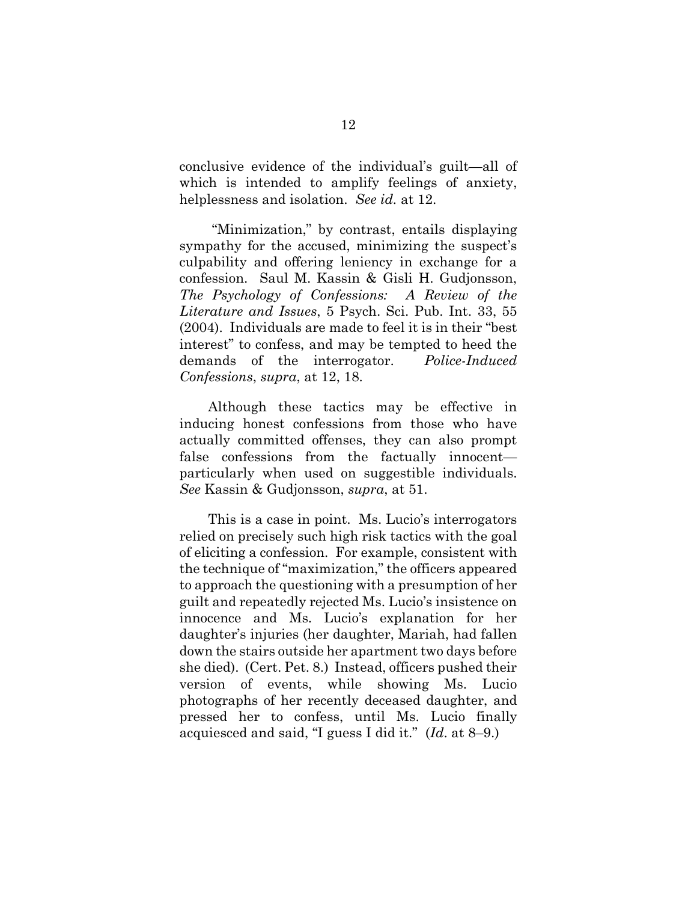conclusive evidence of the individual's guilt—all of which is intended to amplify feelings of anxiety, helplessness and isolation. *See id.* at 12.

"Minimization," by contrast, entails displaying sympathy for the accused, minimizing the suspect's culpability and offering leniency in exchange for a confession. Saul M. Kassin & Gisli H. Gudjonsson, *The Psychology of Confessions: A Review of the Literature and Issues*, 5 Psych. Sci. Pub. Int. 33, 55 (2004). Individuals are made to feel it is in their "best interest" to confess, and may be tempted to heed the demands of the interrogator. *Police-Induced Confessions*, *supra*, at 12, 18.

Although these tactics may be effective in inducing honest confessions from those who have actually committed offenses, they can also prompt false confessions from the factually innocent—particularly when used on suggestible individuals. *See* Kassin & Gudjonsson, *supra*, at 51.

This is a case in point. Ms. Lucio's interrogators relied on precisely such high risk tactics with the goal of eliciting a confession. For example, consistent with the technique of "maximization," the officers appeared to approach the questioning with a presumption of her guilt and repeatedly rejected Ms. Lucio's insistence on innocence and Ms. Lucio's explanation for her daughter's injuries (her daughter, Mariah, had fallen down the stairs outside her apartment two days before she died). (Cert. Pet. 8.) Instead, officers pushed their version of events, while showing Ms. Lucio photographs of her recently deceased daughter, and pressed her to confess, until Ms. Lucio finally acquiesced and said, "I guess I did it." (*Id.* at 8–9.)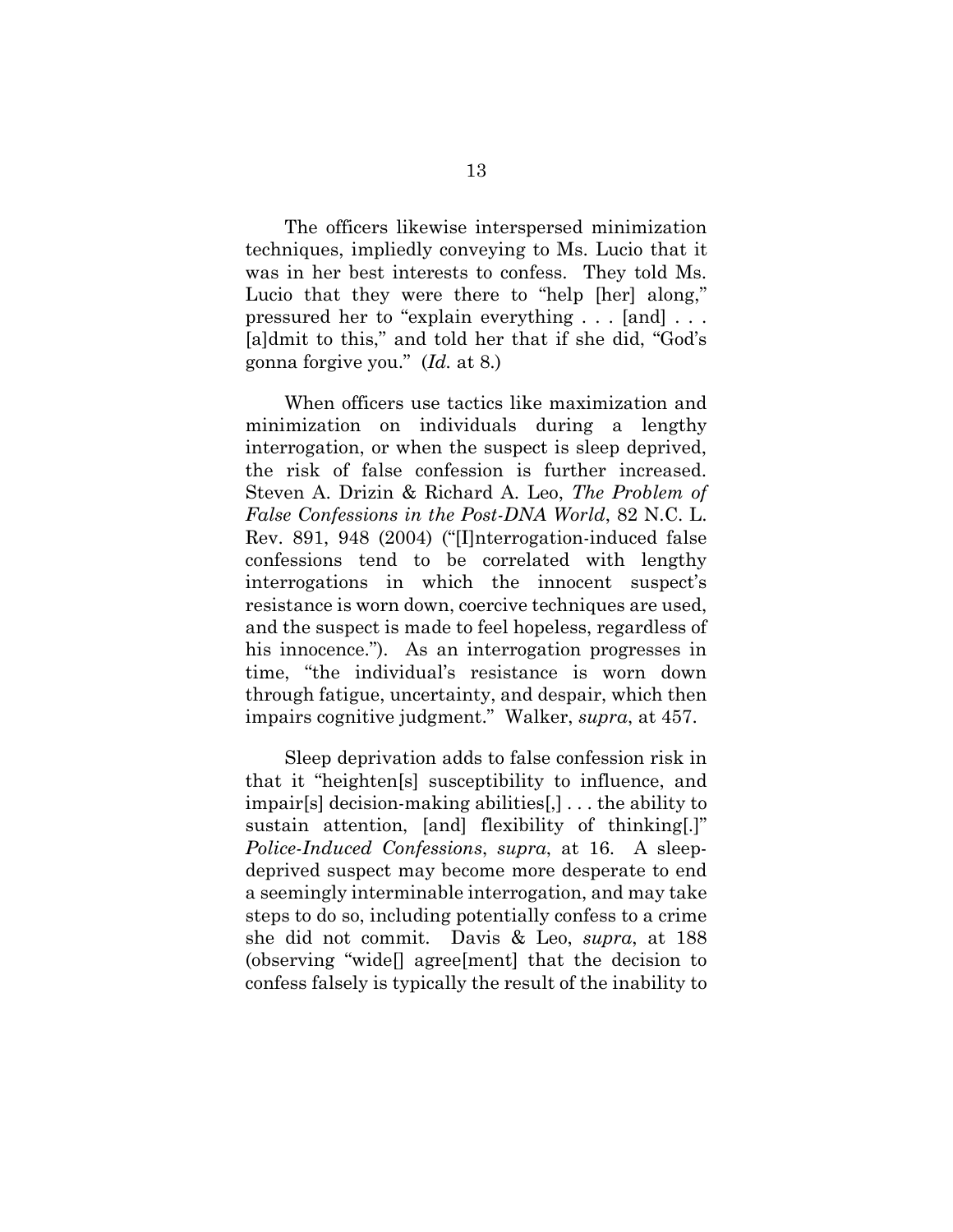The officers likewise interspersed minimization techniques, impliedly conveying to Ms. Lucio that it was in her best interests to confess. They told Ms. Lucio that they were there to "help [her] along," pressured her to "explain everything . . . [and] . . . [a]dmit to this," and told her that if she did, "God's gonna forgive you." (*Id.* at 8.)

When officers use tactics like maximization and minimization on individuals during a lengthy interrogation, or when the suspect is sleep deprived, the risk of false confession is further increased. Steven A. Drizin & Richard A. Leo, *The Problem of False Confessions in the Post-DNA World*, 82 N.C. L. Rev. 891, 948 (2004) ("[I]nterrogation-induced false confessions tend to be correlated with lengthy interrogations in which the innocent suspect's resistance is worn down, coercive techniques are used, and the suspect is made to feel hopeless, regardless of his innocence."). As an interrogation progresses in time, "the individual's resistance is worn down through fatigue, uncertainty, and despair, which then impairs cognitive judgment." Walker, *supra*, at 457.

Sleep deprivation adds to false confession risk in that it "heighten[s] susceptibility to influence, and impair[s] decision-making abilities[,] . . . the ability to sustain attention, [and] flexibility of thinking[.]" *Police-Induced Confessions*, *supra*, at 16. A sleep-deprived suspect may become more desperate to end a seemingly interminable interrogation, and may take steps to do so, including potentially confess to a crime she did not commit. Davis & Leo, *supra*, at 188 (observing "wide[] agree[ment] that the decision to confess falsely is typically the result of the inability to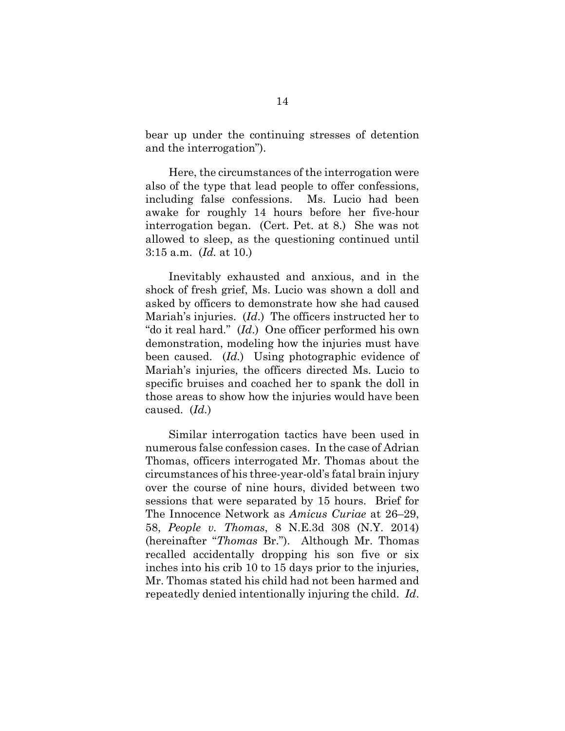bear up under the continuing stresses of detention and the interrogation").

Here, the circumstances of the interrogation were also of the type that lead people to offer confessions, including false confessions. Ms. Lucio had been awake for roughly 14 hours before her five-hour interrogation began. (Cert. Pet. at 8.) She was not allowed to sleep, as the questioning continued until 3:15 a.m. (*Id.* at 10.)

Inevitably exhausted and anxious, and in the shock of fresh grief, Ms. Lucio was shown a doll and asked by officers to demonstrate how she had caused Mariah's injuries. (*Id.*) The officers instructed her to "do it real hard." (*Id.*) One officer performed his own demonstration, modeling how the injuries must have been caused. (*Id.*) Using photographic evidence of Mariah's injuries, the officers directed Ms. Lucio to specific bruises and coached her to spank the doll in those areas to show how the injuries would have been caused. (*Id.*)

Similar interrogation tactics have been used in numerous false confession cases. In the case of Adrian Thomas, officers interrogated Mr. Thomas about the circumstances of his three-year-old's fatal brain injury over the course of nine hours, divided between two sessions that were separated by 15 hours. Brief for The Innocence Network as *Amicus Curiae* at 26–29, 58, *People v. Thomas*, 8 N.E.3d 308 (N.Y. 2014) (hereinafter "*Thomas* Br."). Although Mr. Thomas recalled accidentally dropping his son five or six inches into his crib 10 to 15 days prior to the injuries, Mr. Thomas stated his child had not been harmed and repeatedly denied intentionally injuring the child. *Id*.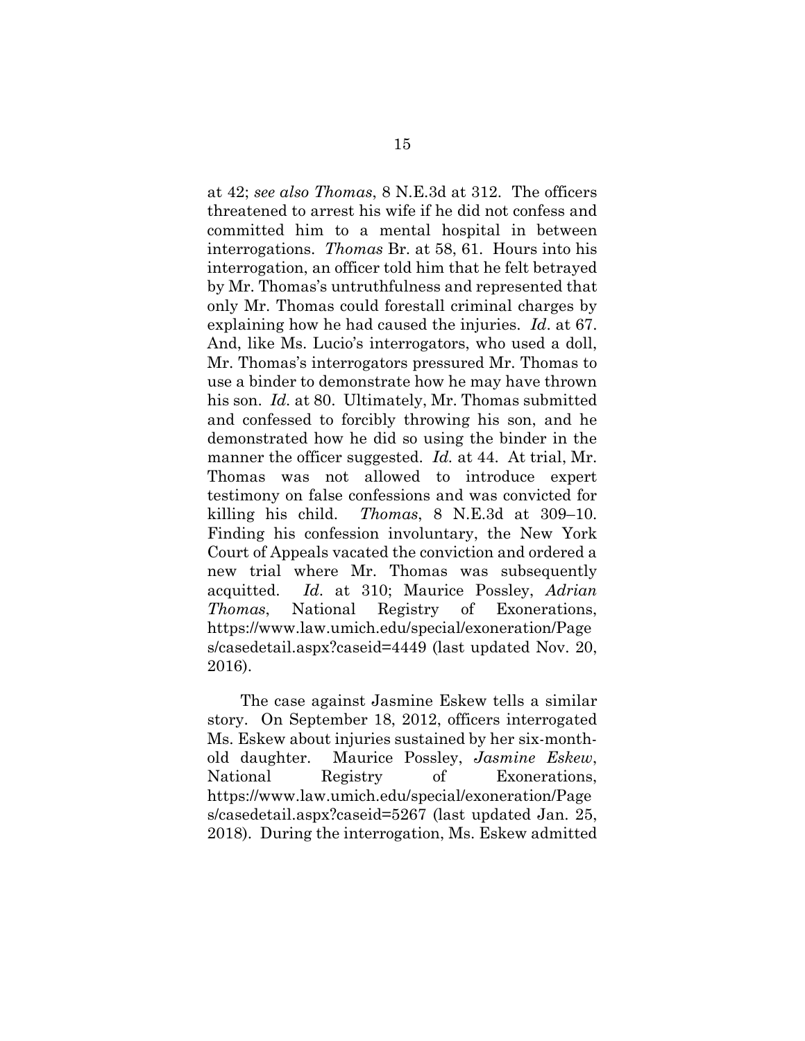at 42; *see also Thomas*, 8 N.E.3d at 312. The officers threatened to arrest his wife if he did not confess and committed him to a mental hospital in between interrogations. *Thomas* Br. at 58, 61. Hours into his interrogation, an officer told him that he felt betrayed by Mr. Thomas's untruthfulness and represented that only Mr. Thomas could forestall criminal charges by explaining how he had caused the injuries. *Id*. at 67. And, like Ms. Lucio's interrogators, who used a doll, Mr. Thomas's interrogators pressured Mr. Thomas to use a binder to demonstrate how he may have thrown his son. *Id*. at 80. Ultimately, Mr. Thomas submitted and confessed to forcibly throwing his son, and he demonstrated how he did so using the binder in the manner the officer suggested. *Id.* at 44. At trial, Mr. Thomas was not allowed to introduce expert testimony on false confessions and was convicted for killing his child. *Thomas*, 8 N.E.3d at 309–10. Finding his confession involuntary, the New York Court of Appeals vacated the conviction and ordered a new trial where Mr. Thomas was subsequently acquitted. *Id*. at 310; Maurice Possley, *Adrian Thomas*, National Registry of Exonerations, https://www.law.umich.edu/special/exoneration/Pages/casedetail.aspx?caseid=4449 (last updated Nov. 20, 2016).

The case against Jasmine Eskew tells a similar story. On September 18, 2012, officers interrogated Ms. Eskew about injuries sustained by her six-month-old daughter. Maurice Possley, *Jasmine Eskew*, National Registry of Exonerations, https://www.law.umich.edu/special/exoneration/Pages/casedetail.aspx?caseid=5267 (last updated Jan. 25, 2018). During the interrogation, Ms. Eskew admitted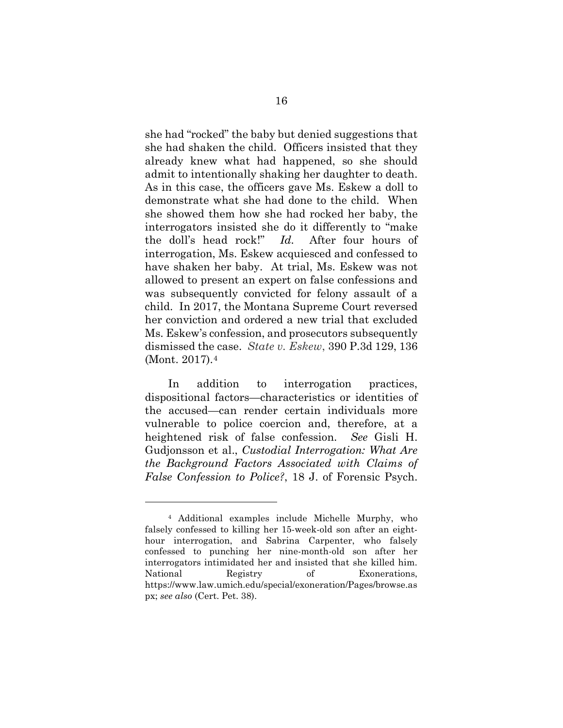she had "rocked" the baby but denied suggestions that she had shaken the child. Officers insisted that they already knew what had happened, so she should admit to intentionally shaking her daughter to death. As in this case, the officers gave Ms. Eskew a doll to demonstrate what she had done to the child. When she showed them how she had rocked her baby, the interrogators insisted she do it differently to "make the doll's head rock!" *Id.* After four hours of interrogation, Ms. Eskew acquiesced and confessed to have shaken her baby. At trial, Ms. Eskew was not allowed to present an expert on false confessions and was subsequently convicted for felony assault of a child. In 2017, the Montana Supreme Court reversed her conviction and ordered a new trial that excluded Ms. Eskew's confession, and prosecutors subsequently dismissed the case. *State v. Eskew*, 390 P.3d 129, 136 (Mont. 2017).[4]

In addition to interrogation practices, dispositional factors—characteristics or identities of the accused—can render certain individuals more vulnerable to police coercion and, therefore, at a heightened risk of false confession. *See* Gisli H. Gudjonsson et al., *Custodial Interrogation: What Are the Background Factors Associated with Claims of False Confession to Police?*, 18 J. of Forensic Psych.

---

[4] Additional examples include Michelle Murphy, who falsely confessed to killing her 15-week-old son after an eight-hour interrogation, and Sabrina Carpenter, who falsely confessed to punching her nine-month-old son after her interrogators intimidated her and insisted that she killed him. National Registry of Exonerations, https://www.law.umich.edu/special/exoneration/Pages/browse.aspx; *see also* (Cert. Pet. 38).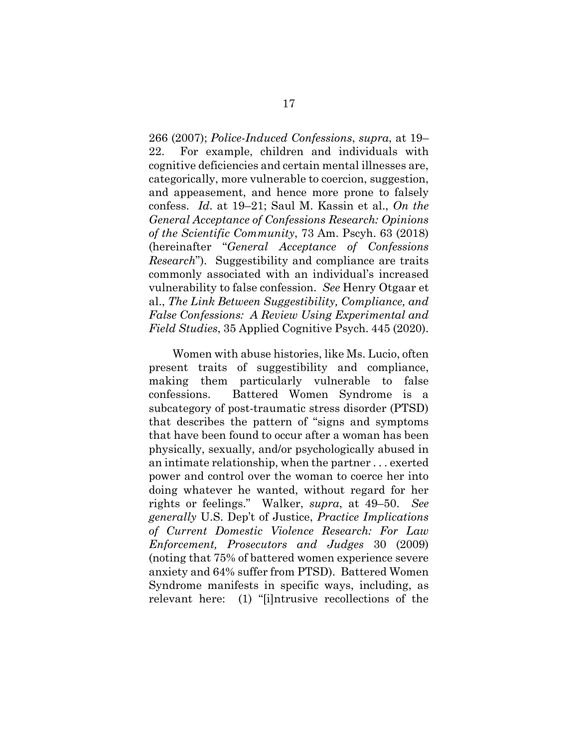266 (2007); *Police-Induced Confessions*, *supra*, at 19–22. For example, children and individuals with cognitive deficiencies and certain mental illnesses are, categorically, more vulnerable to coercion, suggestion, and appeasement, and hence more prone to falsely confess. *Id*. at 19–21; Saul M. Kassin et al., *On the General Acceptance of Confessions Research: Opinions of the Scientific Community*, 73 Am. Pscyh. 63 (2018) (hereinafter "*General Acceptance of Confessions Research*"). Suggestibility and compliance are traits commonly associated with an individual's increased vulnerability to false confession. *See* Henry Otgaar et al., *The Link Between Suggestibility, Compliance, and False Confessions: A Review Using Experimental and Field Studies*, 35 Applied Cognitive Psych. 445 (2020).

Women with abuse histories, like Ms. Lucio, often present traits of suggestibility and compliance, making them particularly vulnerable to false confessions. Battered Women Syndrome is a subcategory of post-traumatic stress disorder (PTSD) that describes the pattern of "signs and symptoms that have been found to occur after a woman has been physically, sexually, and/or psychologically abused in an intimate relationship, when the partner . . . exerted power and control over the woman to coerce her into doing whatever he wanted, without regard for her rights or feelings." Walker, *supra*, at 49–50. *See generally* U.S. Dep't of Justice, *Practice Implications of Current Domestic Violence Research: For Law Enforcement, Prosecutors and Judges* 30 (2009) (noting that 75% of battered women experience severe anxiety and 64% suffer from PTSD). Battered Women Syndrome manifests in specific ways, including, as relevant here: (1) "[i]ntrusive recollections of the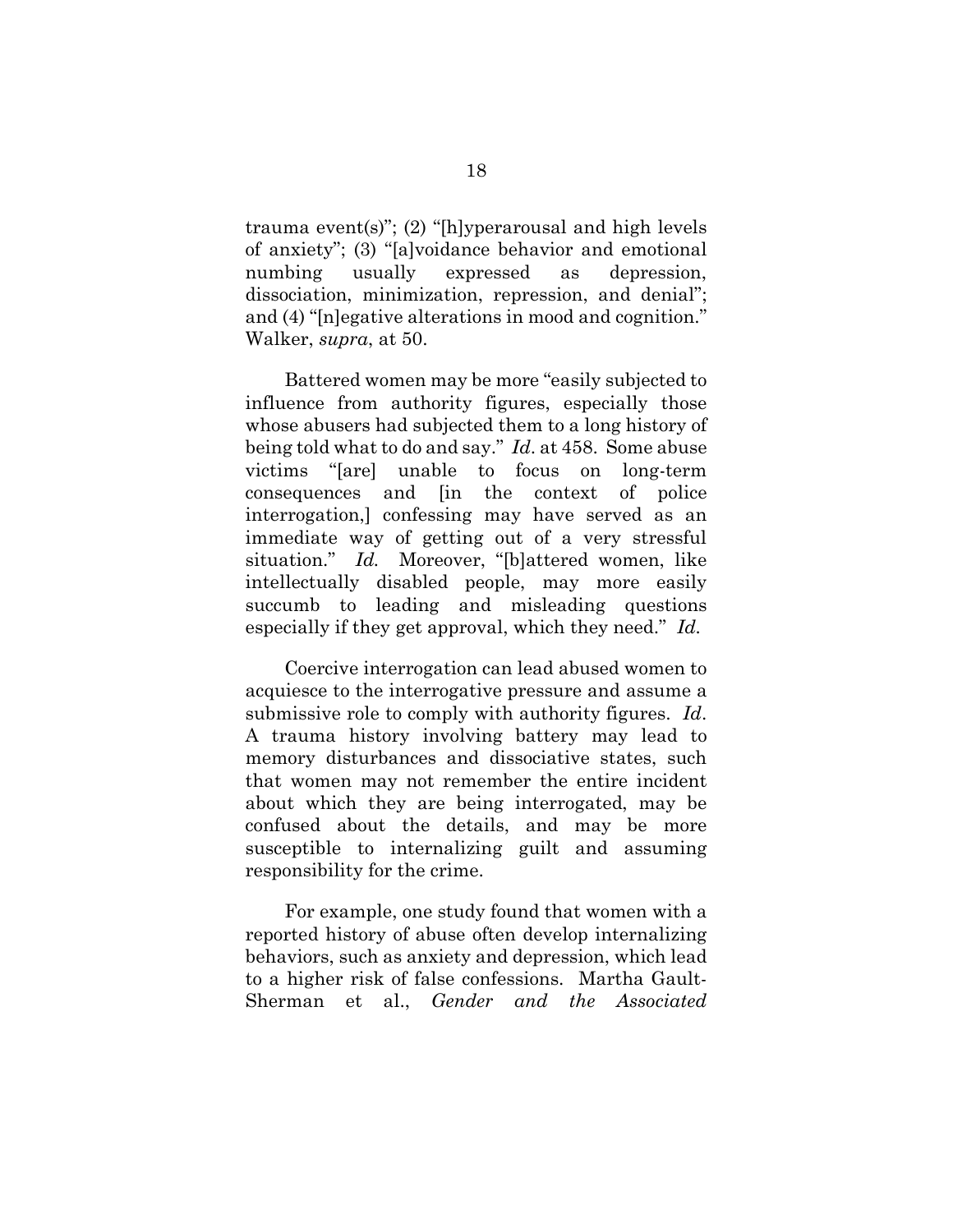trauma event(s)"; (2) "[h]yperarousal and high levels of anxiety"; (3) "[a]voidance behavior and emotional numbing usually expressed as depression, dissociation, minimization, repression, and denial"; and (4) "[n]egative alterations in mood and cognition." Walker, *supra*, at 50.

Battered women may be more "easily subjected to influence from authority figures, especially those whose abusers had subjected them to a long history of being told what to do and say." *Id*. at 458. Some abuse victims "[are] unable to focus on long-term consequences and [in the context of police interrogation,] confessing may have served as an immediate way of getting out of a very stressful situation." *Id.* Moreover, "[b]attered women, like intellectually disabled people, may more easily succumb to leading and misleading questions especially if they get approval, which they need." *Id.*

Coercive interrogation can lead abused women to acquiesce to the interrogative pressure and assume a submissive role to comply with authority figures. *Id*. A trauma history involving battery may lead to memory disturbances and dissociative states, such that women may not remember the entire incident about which they are being interrogated, may be confused about the details, and may be more susceptible to internalizing guilt and assuming responsibility for the crime.

For example, one study found that women with a reported history of abuse often develop internalizing behaviors, such as anxiety and depression, which lead to a higher risk of false confessions. Martha Gault-Sherman et al., *Gender and the Associated*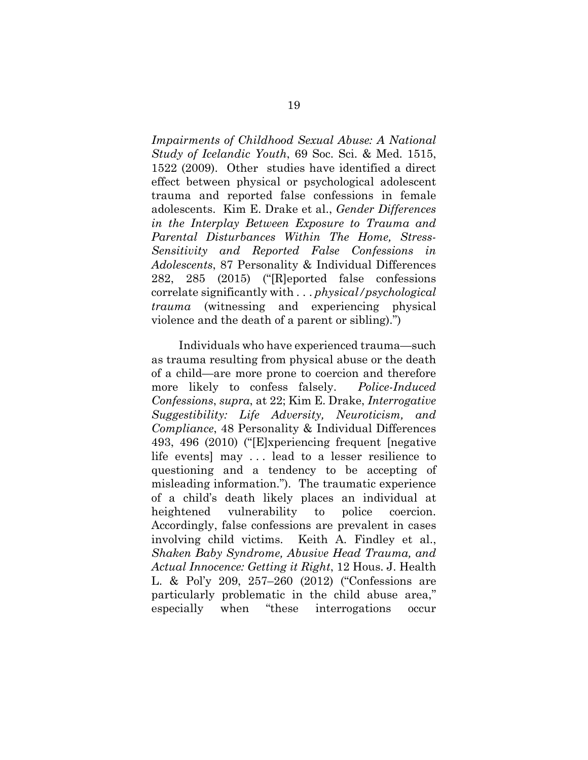*Impairments of Childhood Sexual Abuse: A National Study of Icelandic Youth*, 69 Soc. Sci. & Med. 1515, 1522 (2009). Other studies have identified a direct effect between physical or psychological adolescent trauma and reported false confessions in female adolescents. Kim E. Drake et al., *Gender Differences in the Interplay Between Exposure to Trauma and Parental Disturbances Within The Home, Stress-Sensitivity and Reported False Confessions in Adolescents*, 87 Personality & Individual Differences 282, 285 (2015) ("[R]eported false confessions correlate significantly with . . . *physical/psychological trauma* (witnessing and experiencing physical violence and the death of a parent or sibling).")

Individuals who have experienced trauma—such as trauma resulting from physical abuse or the death of a child—are more prone to coercion and therefore more likely to confess falsely. *Police-Induced Confessions*, *supra*, at 22; Kim E. Drake, *Interrogative Suggestibility: Life Adversity, Neuroticism, and Compliance*, 48 Personality & Individual Differences 493, 496 (2010) ("[E]xperiencing frequent [negative life events] may . . . lead to a lesser resilience to questioning and a tendency to be accepting of misleading information."). The traumatic experience of a child's death likely places an individual at heightened vulnerability to police coercion. Accordingly, false confessions are prevalent in cases involving child victims. Keith A. Findley et al., *Shaken Baby Syndrome, Abusive Head Trauma, and Actual Innocence: Getting it Right*, 12 Hous. J. Health L. & Pol'y 209, 257–260 (2012) ("Confessions are particularly problematic in the child abuse area," especially when "these interrogations occur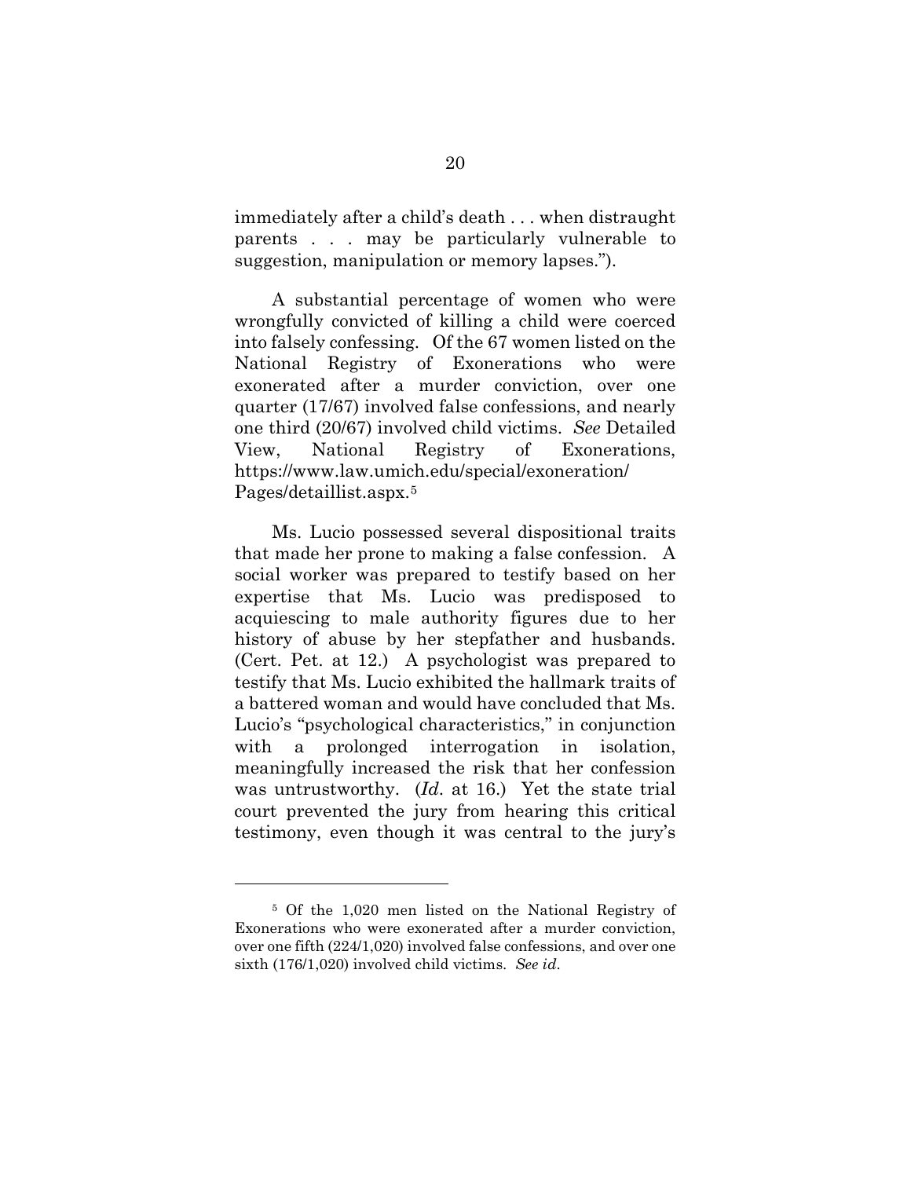immediately after a child's death . . . when distraught parents . . . may be particularly vulnerable to suggestion, manipulation or memory lapses.").

A substantial percentage of women who were wrongfully convicted of killing a child were coerced into falsely confessing. Of the 67 women listed on the National Registry of Exonerations who were exonerated after a murder conviction, over one quarter (17/67) involved false confessions, and nearly one third (20/67) involved child victims. *See* Detailed View, National Registry of Exonerations, https://www.law.umich.edu/special/exoneration/Pages/detaillist.aspx.[5]

Ms. Lucio possessed several dispositional traits that made her prone to making a false confession. A social worker was prepared to testify based on her expertise that Ms. Lucio was predisposed to acquiescing to male authority figures due to her history of abuse by her stepfather and husbands. (Cert. Pet. at 12.) A psychologist was prepared to testify that Ms. Lucio exhibited the hallmark traits of a battered woman and would have concluded that Ms. Lucio's "psychological characteristics," in conjunction with a prolonged interrogation in isolation, meaningfully increased the risk that her confession was untrustworthy. (*Id.* at 16.) Yet the state trial court prevented the jury from hearing this critical testimony, even though it was central to the jury's

[5] Of the 1,020 men listed on the National Registry of Exonerations who were exonerated after a murder conviction, over one fifth (224/1,020) involved false confessions, and over one sixth (176/1,020) involved child victims. *See id.*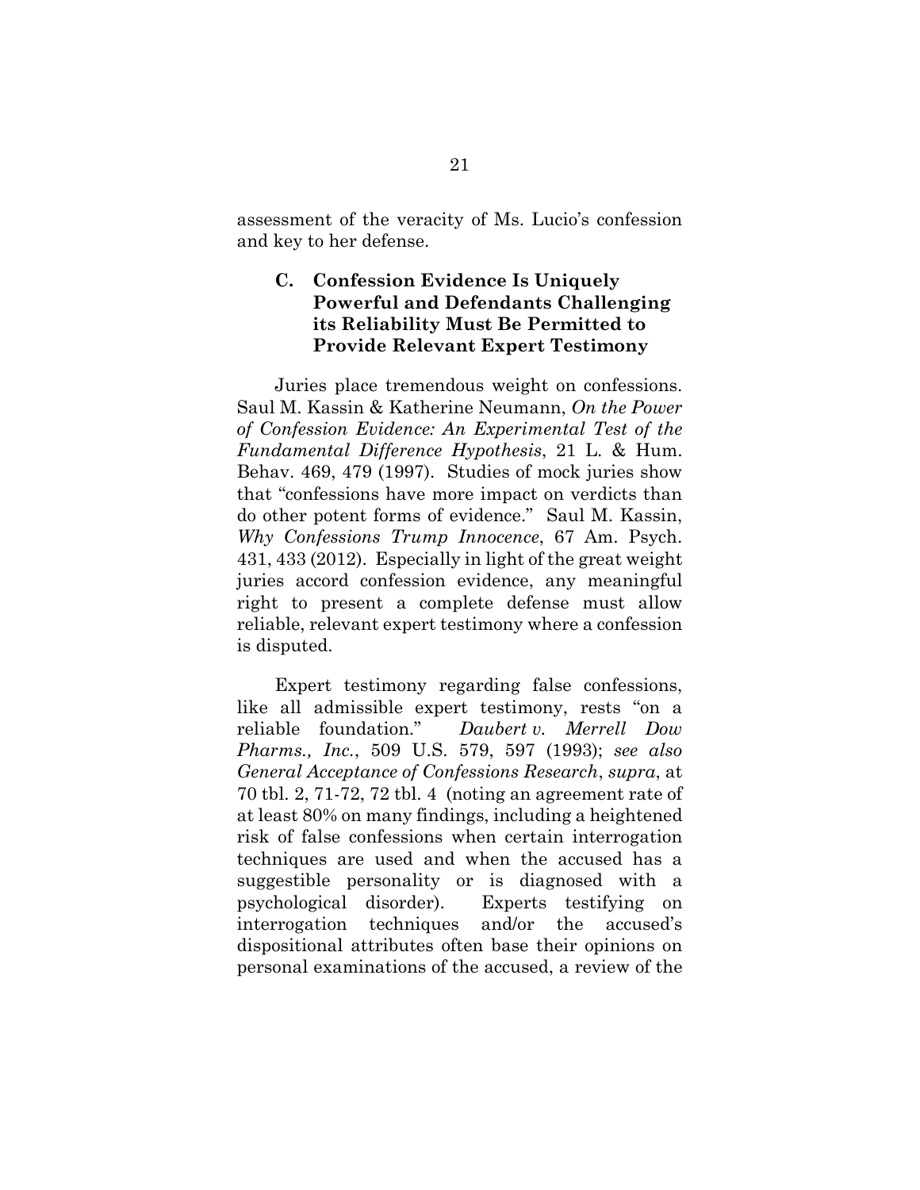assessment of the veracity of Ms. Lucio's confession and key to her defense.

### C. Confession Evidence Is Uniquely Powerful and Defendants Challenging its Reliability Must Be Permitted to Provide Relevant Expert Testimony

Juries place tremendous weight on confessions. Saul M. Kassin & Katherine Neumann, *On the Power of Confession Evidence: An Experimental Test of the Fundamental Difference Hypothesis*, 21 L. & Hum. Behav. 469, 479 (1997). Studies of mock juries show that "confessions have more impact on verdicts than do other potent forms of evidence." Saul M. Kassin, *Why Confessions Trump Innocence*, 67 Am. Psych. 431, 433 (2012). Especially in light of the great weight juries accord confession evidence, any meaningful right to present a complete defense must allow reliable, relevant expert testimony where a confession is disputed.

Expert testimony regarding false confessions, like all admissible expert testimony, rests "on a reliable foundation." *Daubert v. Merrell Dow Pharms., Inc.*, 509 U.S. 579, 597 (1993); *see also General Acceptance of Confessions Research*, *supra*, at 70 tbl. 2, 71-72, 72 tbl. 4 (noting an agreement rate of at least 80% on many findings, including a heightened risk of false confessions when certain interrogation techniques are used and when the accused has a suggestible personality or is diagnosed with a psychological disorder). Experts testifying on interrogation techniques and/or the accused's dispositional attributes often base their opinions on personal examinations of the accused, a review of the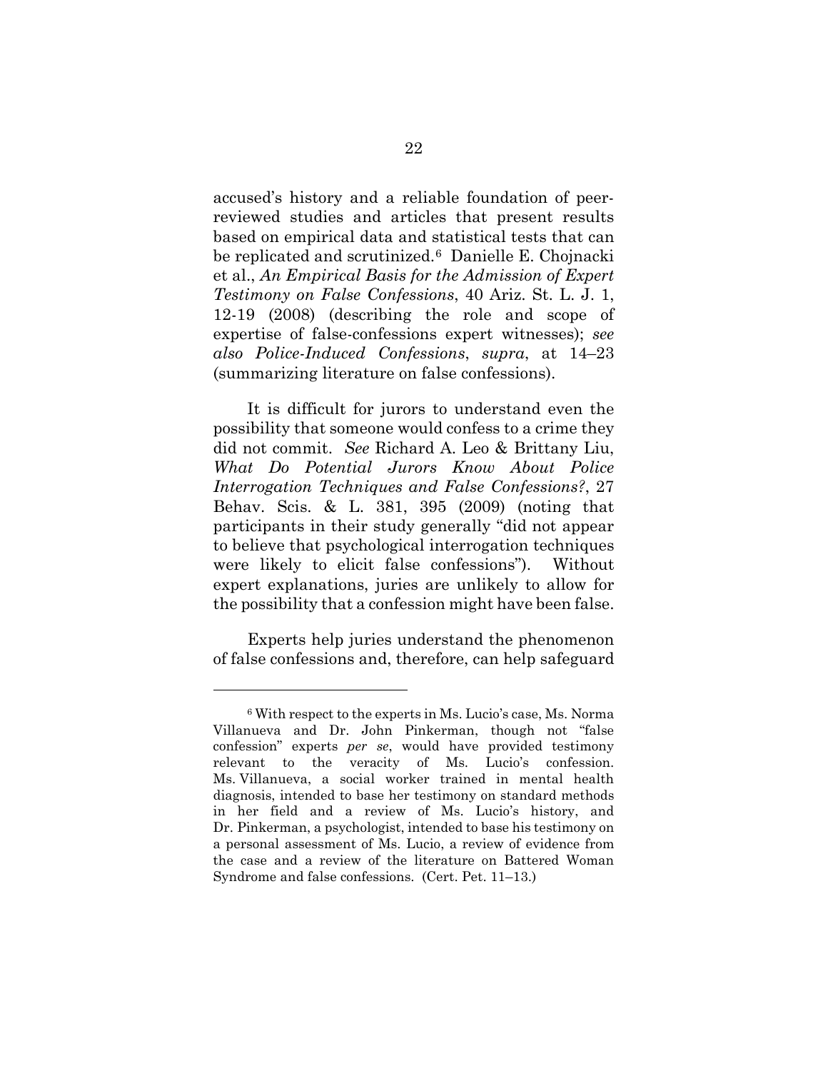accused's history and a reliable foundation of peer-reviewed studies and articles that present results based on empirical data and statistical tests that can be replicated and scrutinized.[6] Danielle E. Chojnacki et al., *An Empirical Basis for the Admission of Expert Testimony on False Confessions*, 40 Ariz. St. L. J. 1, 12-19 (2008) (describing the role and scope of expertise of false-confessions expert witnesses); *see also Police-Induced Confessions*, *supra*, at 14–23 (summarizing literature on false confessions).

It is difficult for jurors to understand even the possibility that someone would confess to a crime they did not commit. *See* Richard A. Leo & Brittany Liu, *What Do Potential Jurors Know About Police Interrogation Techniques and False Confessions?*, 27 Behav. Scis. & L. 381, 395 (2009) (noting that participants in their study generally "did not appear to believe that psychological interrogation techniques were likely to elicit false confessions"). Without expert explanations, juries are unlikely to allow for the possibility that a confession might have been false.

Experts help juries understand the phenomenon of false confessions and, therefore, can help safeguard

---

[6] With respect to the experts in Ms. Lucio's case, Ms. Norma Villanueva and Dr. John Pinkerman, though not "false confession" experts *per se*, would have provided testimony relevant to the veracity of Ms. Lucio's confession. Ms. Villanueva, a social worker trained in mental health diagnosis, intended to base her testimony on standard methods in her field and a review of Ms. Lucio's history, and Dr. Pinkerman, a psychologist, intended to base his testimony on a personal assessment of Ms. Lucio, a review of evidence from the case and a review of the literature on Battered Woman Syndrome and false confessions. (Cert. Pet. 11–13.)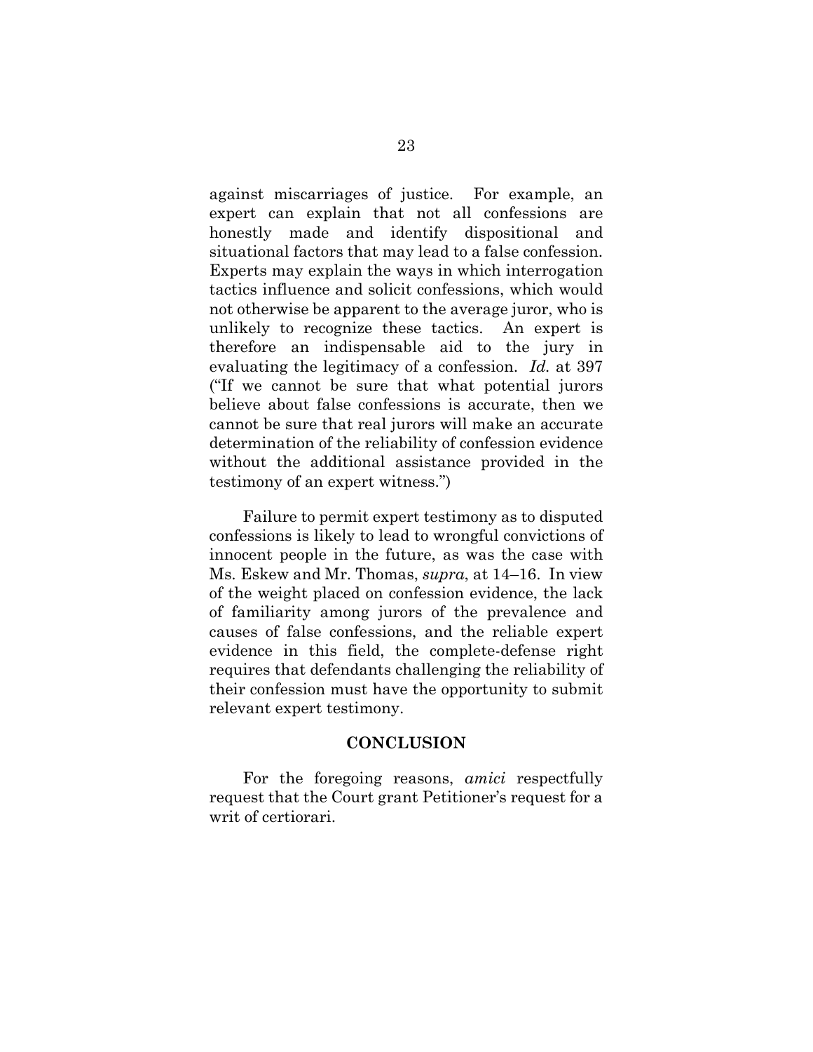against miscarriages of justice. For example, an expert can explain that not all confessions are honestly made and identify dispositional and situational factors that may lead to a false confession. Experts may explain the ways in which interrogation tactics influence and solicit confessions, which would not otherwise be apparent to the average juror, who is unlikely to recognize these tactics. An expert is therefore an indispensable aid to the jury in evaluating the legitimacy of a confession. *Id.* at 397 ("If we cannot be sure that what potential jurors believe about false confessions is accurate, then we cannot be sure that real jurors will make an accurate determination of the reliability of confession evidence without the additional assistance provided in the testimony of an expert witness.")

Failure to permit expert testimony as to disputed confessions is likely to lead to wrongful convictions of innocent people in the future, as was the case with Ms. Eskew and Mr. Thomas, *supra*, at 14–16. In view of the weight placed on confession evidence, the lack of familiarity among jurors of the prevalence and causes of false confessions, and the reliable expert evidence in this field, the complete-defense right requires that defendants challenging the reliability of their confession must have the opportunity to submit relevant expert testimony.

## CONCLUSION

For the foregoing reasons, *amici* respectfully request that the Court grant Petitioner's request for a writ of certiorari.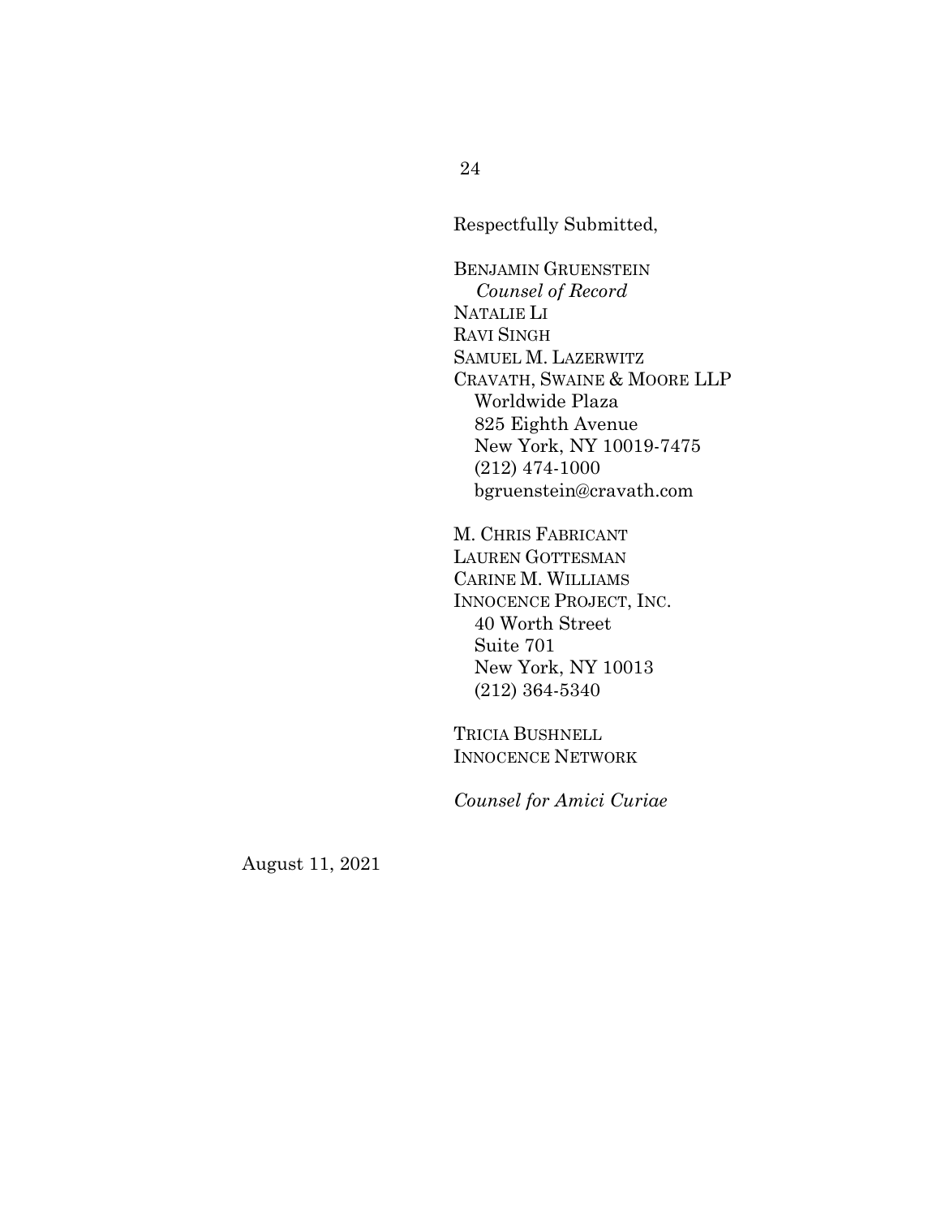Respectfully Submitted,

BENJAMIN GRUENSTEIN
*Counsel of Record*
NATALIE LI
RAVI SINGH
SAMUEL M. LAZERWITZ
CRAVATH, SWAINE & MOORE LLP
Worldwide Plaza
825 Eighth Avenue
New York, NY 10019-7475
(212) 474-1000
bgruenstein@cravath.com

M. CHRIS FABRICANT
LAUREN GOTTESMAN
CARINE M. WILLIAMS
INNOCENCE PROJECT, INC.
40 Worth Street
Suite 701
New York, NY 10013
(212) 364-5340

TRICIA BUSHNELL
INNOCENCE NETWORK

*Counsel for Amici Curiae*

August 11, 2021